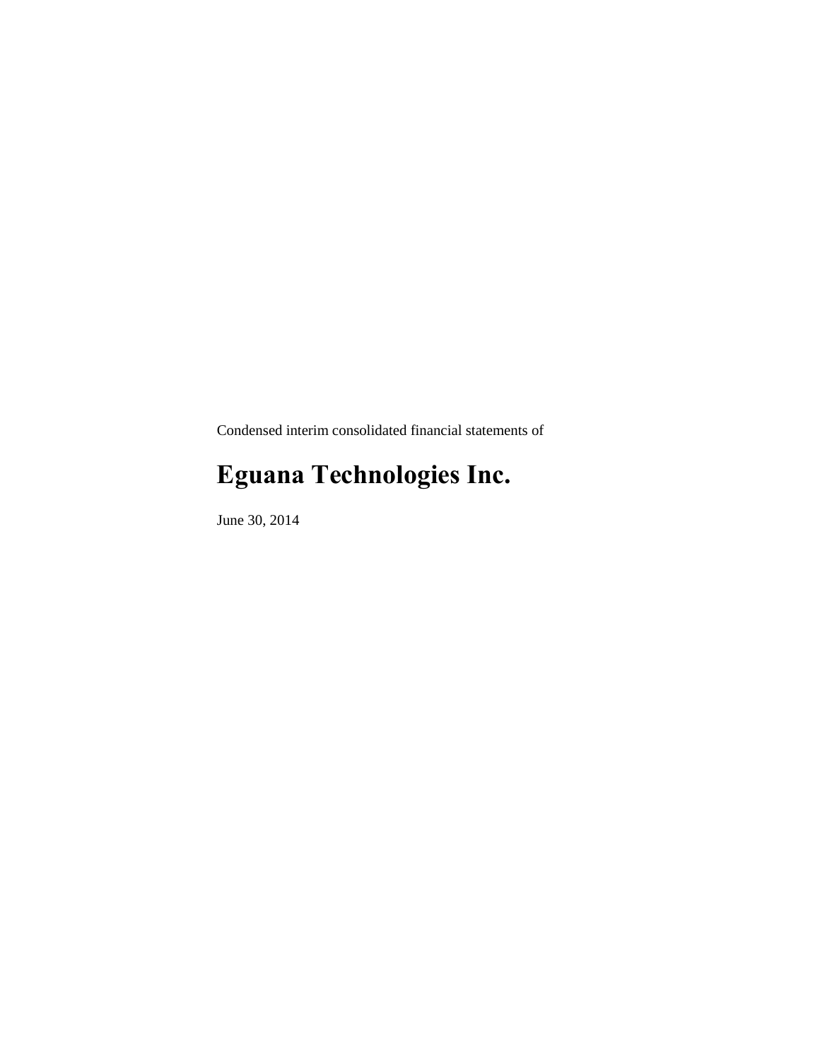Condensed interim consolidated financial statements of

# Eguana Technologies Inc.

June 30, 2014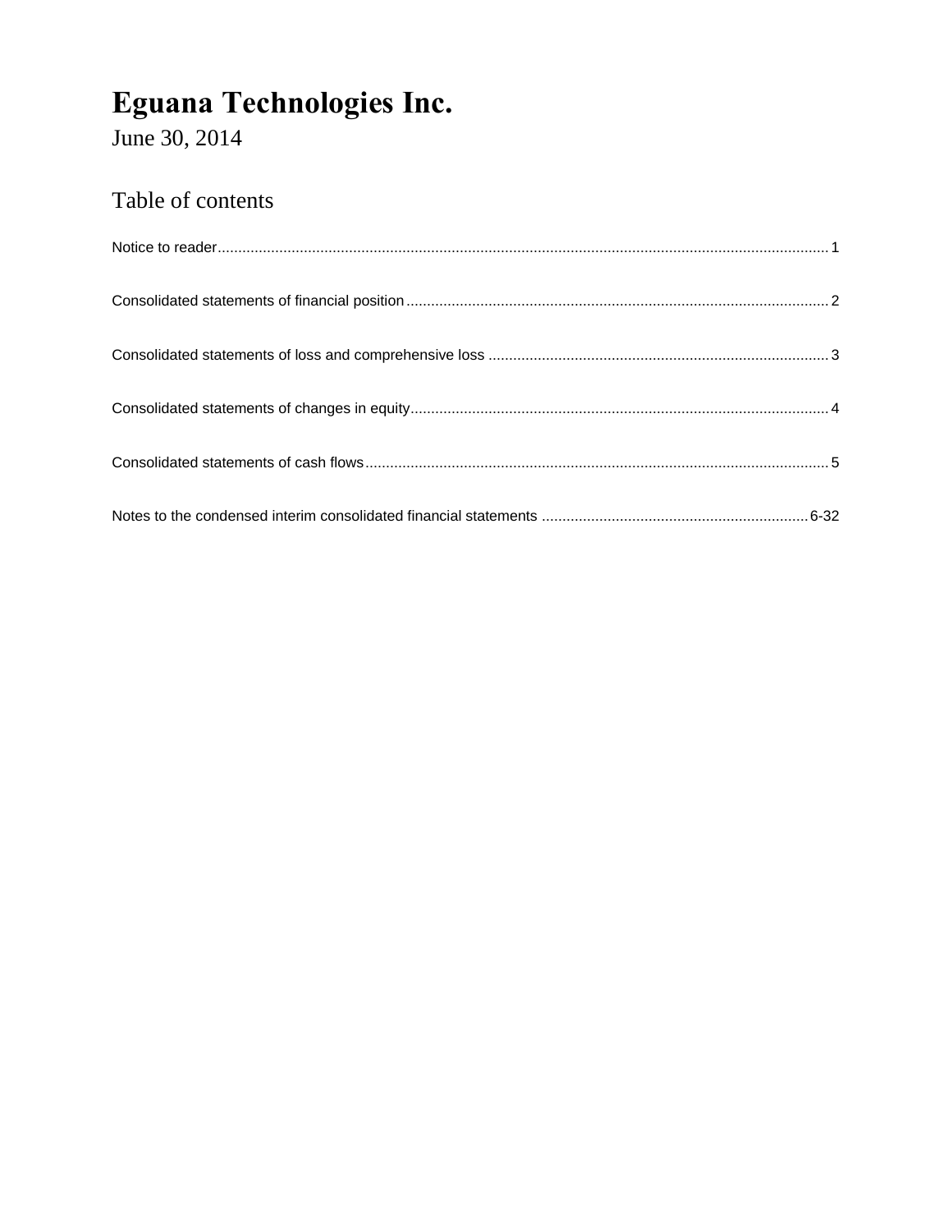# Eguana Technologies Inc.

June 30, 2014

## Table of contents

Notice to reader .................................................................................................................................................... 1

Consolidated statements of financial position ..................................................................................................... 2

Consolidated statements of loss and comprehensive loss .................................................................................. 3

Consolidated statements of changes in equity ..................................................................................................... 4

Consolidated statements of cash flows ................................................................................................................ 5

Notes to the condensed interim consolidated financial statements ................................................................ 6-32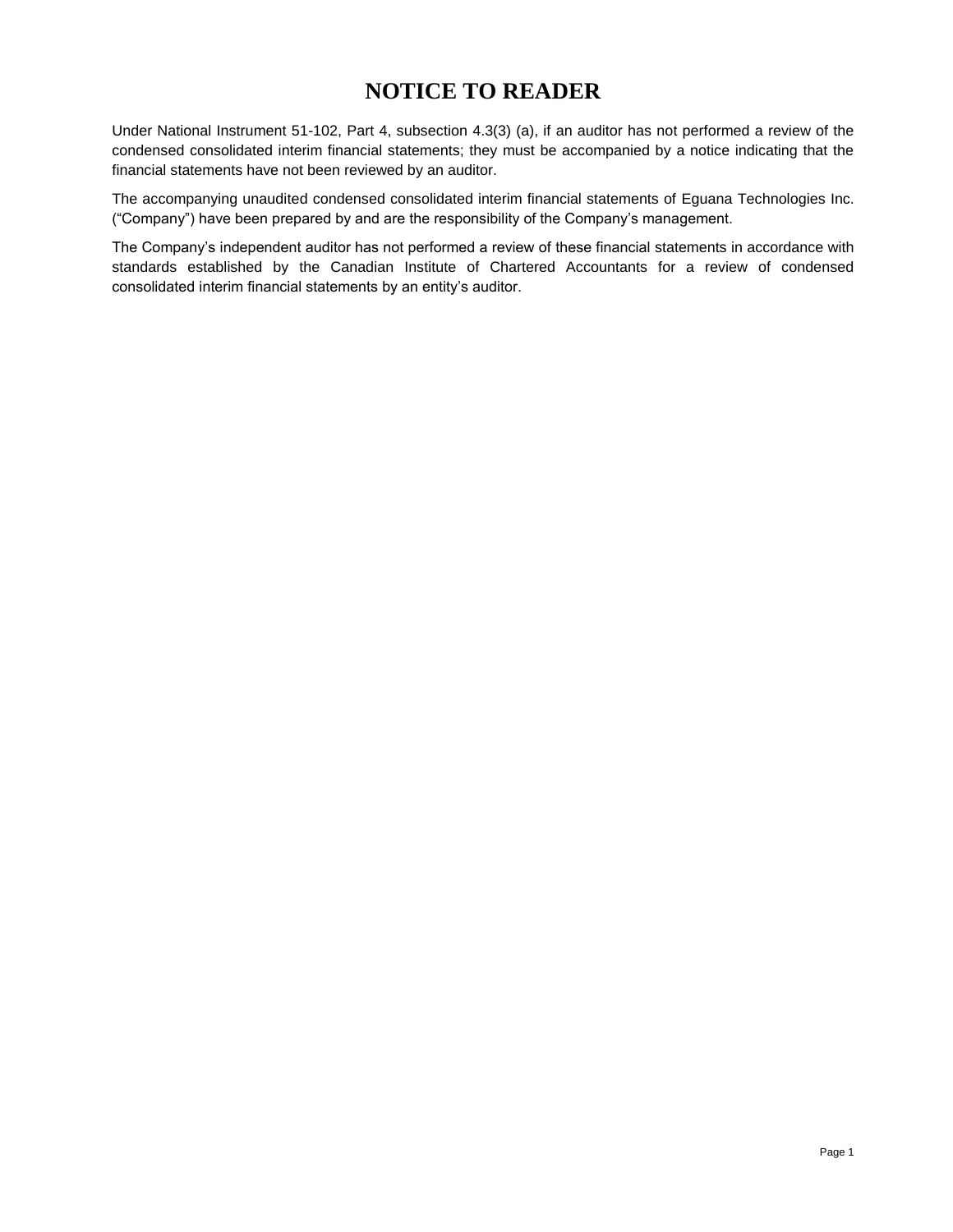# NOTICE TO READER

Under National Instrument 51-102, Part 4, subsection 4.3(3) (a), if an auditor has not performed a review of the condensed consolidated interim financial statements; they must be accompanied by a notice indicating that the financial statements have not been reviewed by an auditor.

The accompanying unaudited condensed consolidated interim financial statements of Eguana Technologies Inc. ("Company") have been prepared by and are the responsibility of the Company's management.

The Company's independent auditor has not performed a review of these financial statements in accordance with standards established by the Canadian Institute of Chartered Accountants for a review of condensed consolidated interim financial statements by an entity's auditor.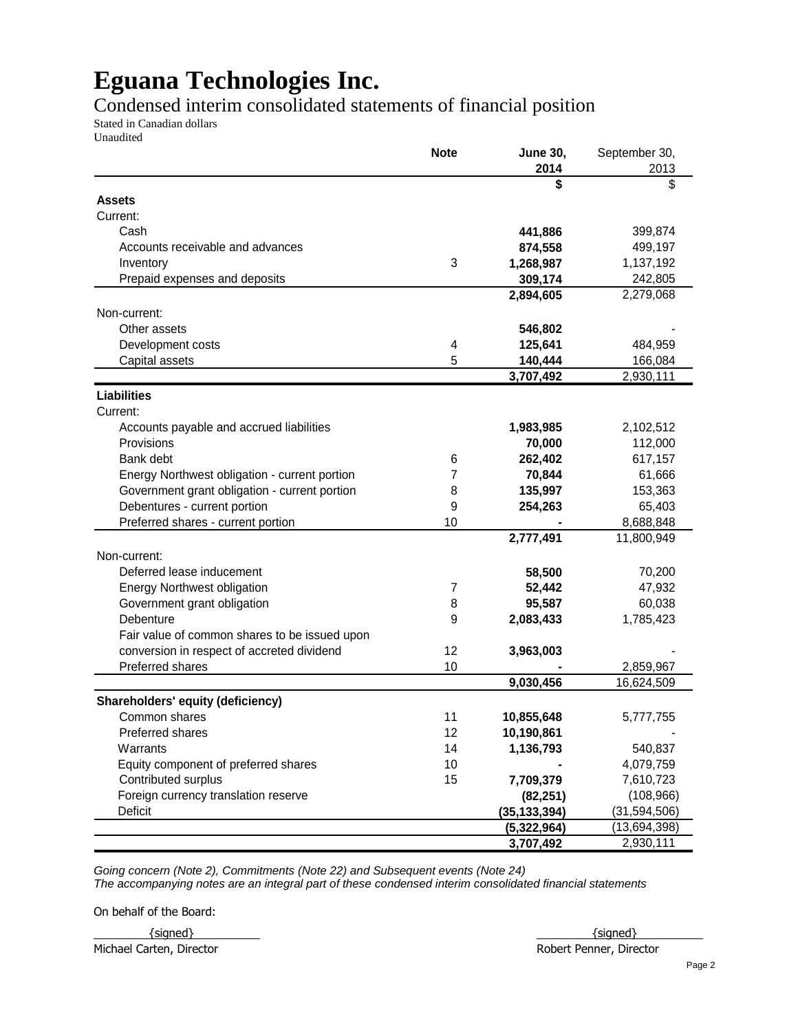# Eguana Technologies Inc.

## Condensed interim consolidated statements of financial position

Stated in Canadian dollars
Unaudited

| | Note | June 30, 2014 | September 30, 2013 |
|---|---|---|---|
| | | **$** | $ |
| **Assets** | | | |
| Current: | | | |
| Cash | | **441,886** | 399,874 |
| Accounts receivable and advances | | **874,558** | 499,197 |
| Inventory | 3 | **1,268,987** | 1,137,192 |
| Prepaid expenses and deposits | | **309,174** | 242,805 |
| | | **2,894,605** | 2,279,068 |
| Non-current: | | | |
| Other assets | | **546,802** | - |
| Development costs | 4 | **125,641** | 484,959 |
| Capital assets | 5 | **140,444** | 166,084 |
| | | **3,707,492** | 2,930,111 |
| **Liabilities** | | | |
| Current: | | | |
| Accounts payable and accrued liabilities | | **1,983,985** | 2,102,512 |
| Provisions | | **70,000** | 112,000 |
| Bank debt | 6 | **262,402** | 617,157 |
| Energy Northwest obligation - current portion | 7 | **70,844** | 61,666 |
| Government grant obligation - current portion | 8 | **135,997** | 153,363 |
| Debentures - current portion | 9 | **254,263** | 65,403 |
| Preferred shares - current portion | 10 | **-** | 8,688,848 |
| | | **2,777,491** | 11,800,949 |
| Non-current: | | | |
| Deferred lease inducement | | **58,500** | 70,200 |
| Energy Northwest obligation | 7 | **52,442** | 47,932 |
| Government grant obligation | 8 | **95,587** | 60,038 |
| Debenture | 9 | **2,083,433** | 1,785,423 |
| Fair value of common shares to be issued upon conversion in respect of accreted dividend | 12 | **3,963,003** | - |
| Preferred shares | 10 | **-** | 2,859,967 |
| | | **9,030,456** | 16,624,509 |
| **Shareholders' equity (deficiency)** | | | |
| Common shares | 11 | **10,855,648** | 5,777,755 |
| Preferred shares | 12 | **10,190,861** | - |
| Warrants | 14 | **1,136,793** | 540,837 |
| Equity component of preferred shares | 10 | **-** | 4,079,759 |
| Contributed surplus | 15 | **7,709,379** | 7,610,723 |
| Foreign currency translation reserve | | **(82,251)** | (108,966) |
| Deficit | | **(35,133,394)** | (31,594,506) |
| | | **(5,322,964)** | (13,694,398) |
| | | **3,707,492** | 2,930,111 |

*Going concern (Note 2), Commitments (Note 22) and Subsequent events (Note 24)*
*The accompanying notes are an integral part of these condensed interim consolidated financial statements*

On behalf of the Board:

{signed}
Michael Carten, Director

{signed}
Robert Penner, Director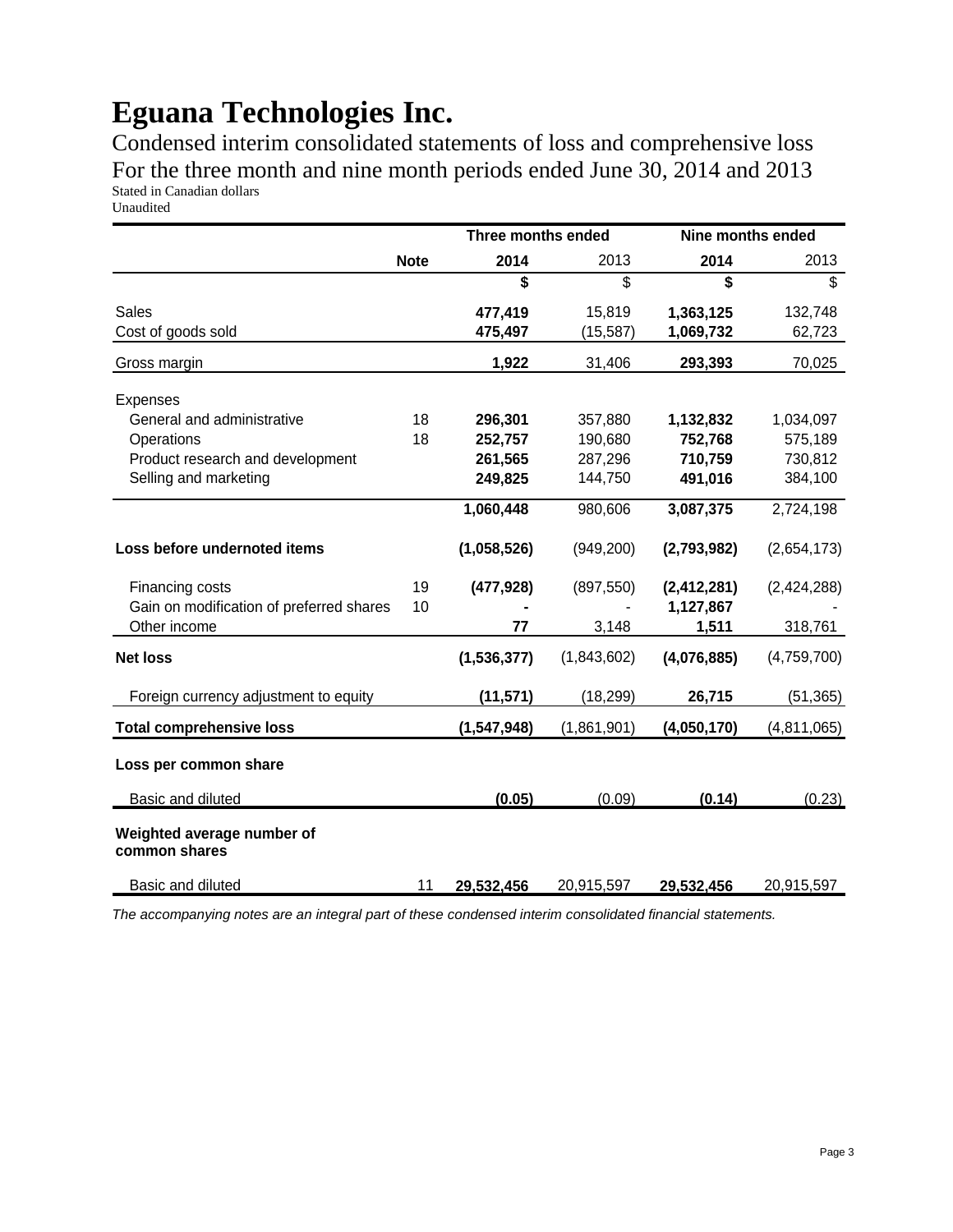# Eguana Technologies Inc.

Condensed interim consolidated statements of loss and comprehensive loss
For the three month and nine month periods ended June 30, 2014 and 2013
Stated in Canadian dollars
Unaudited

| | | Three months ended | | Nine months ended | |
|---|---|---|---|---|---|
| | **Note** | **2014** | 2013 | **2014** | 2013 |
| | | **$** | $ | **$** | $ |
| Sales | | **477,419** | 15,819 | **1,363,125** | 132,748 |
| Cost of goods sold | | **475,497** | (15,587) | **1,069,732** | 62,723 |
| Gross margin | | **1,922** | 31,406 | **293,393** | 70,025 |
| Expenses | | | | | |
| General and administrative | 18 | **296,301** | 357,880 | **1,132,832** | 1,034,097 |
| Operations | 18 | **252,757** | 190,680 | **752,768** | 575,189 |
| Product research and development | | **261,565** | 287,296 | **710,759** | 730,812 |
| Selling and marketing | | **249,825** | 144,750 | **491,016** | 384,100 |
| | | **1,060,448** | 980,606 | **3,087,375** | 2,724,198 |
| **Loss before undernoted items** | | **(1,058,526)** | (949,200) | **(2,793,982)** | (2,654,173) |
| Financing costs | 19 | **(477,928)** | (897,550) | **(2,412,281)** | (2,424,288) |
| Gain on modification of preferred shares | 10 | **-** | - | **1,127,867** | - |
| Other income | | **77** | 3,148 | **1,511** | 318,761 |
| **Net loss** | | **(1,536,377)** | (1,843,602) | **(4,076,885)** | (4,759,700) |
| Foreign currency adjustment to equity | | **(11,571)** | (18,299) | **26,715** | (51,365) |
| **Total comprehensive loss** | | **(1,547,948)** | (1,861,901) | **(4,050,170)** | (4,811,065) |
| **Loss per common share** | | | | | |
| Basic and diluted | | **(0.05)** | (0.09) | **(0.14)** | (0.23) |
| **Weighted average number of common shares** | | | | | |
| Basic and diluted | 11 | **29,532,456** | 20,915,597 | **29,532,456** | 20,915,597 |

*The accompanying notes are an integral part of these condensed interim consolidated financial statements.*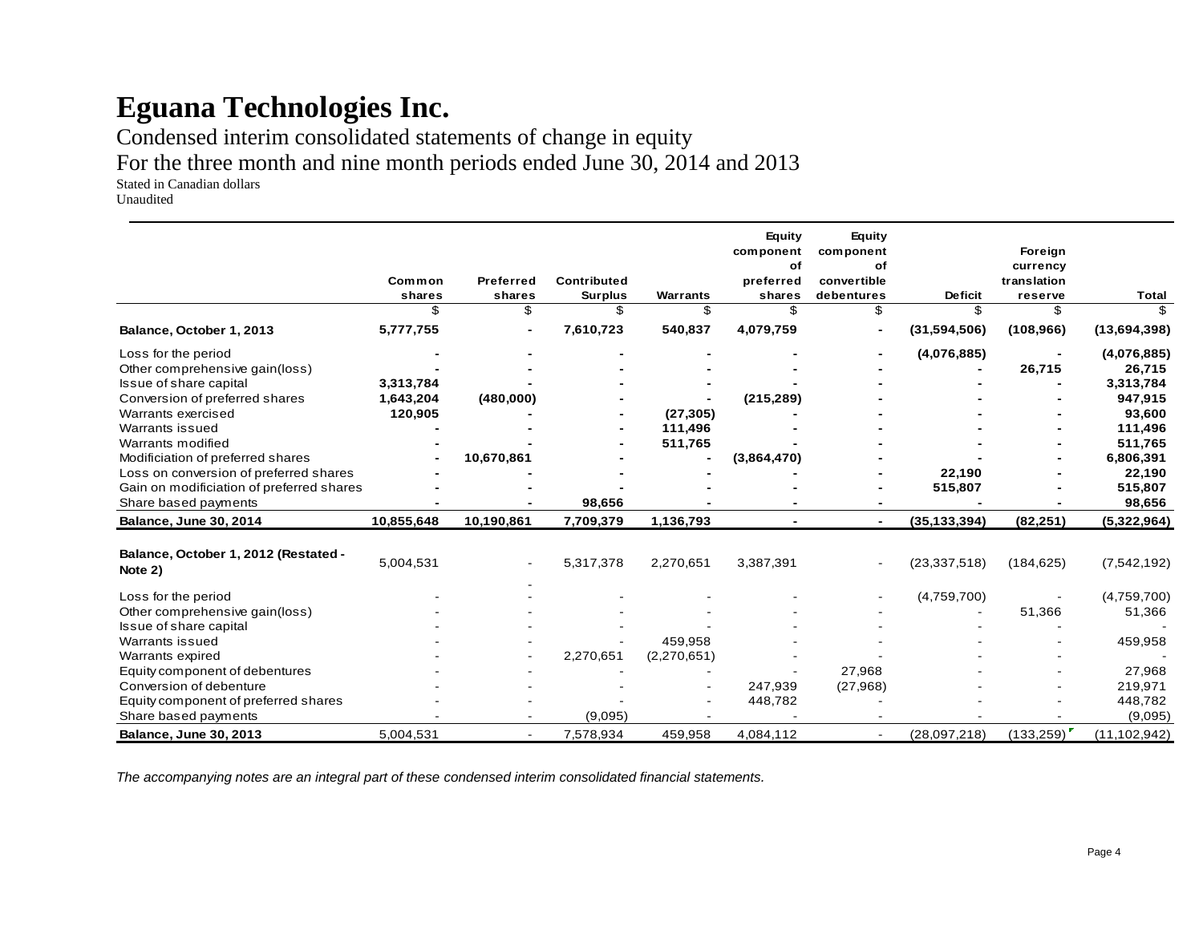# Eguana Technologies Inc.

Condensed interim consolidated statements of change in equity

For the three month and nine month periods ended June 30, 2014 and 2013

Stated in Canadian dollars

Unaudited

| | Common shares | Preferred shares | Contributed Surplus | Warrants | Equity component of preferred shares | Equity component of convertible debentures | Deficit | Foreign currency translation reserve | Total |
|---|---|---|---|---|---|---|---|---|---|
| | $ | $ | $ | $ | $ | $ | $ | $ | $ |
| **Balance, October 1, 2013** | **5,777,755** | **-** | **7,610,723** | **540,837** | **4,079,759** | **-** | **(31,594,506)** | **(108,966)** | **(13,694,398)** |
| Loss for the period | **-** | **-** | **-** | **-** | **-** | **-** | **(4,076,885)** | **-** | **(4,076,885)** |
| Other comprehensive gain(loss) | **-** | **-** | **-** | **-** | **-** | **-** | **-** | **26,715** | **26,715** |
| Issue of share capital | **3,313,784** | **-** | **-** | **-** | **-** | **-** | **-** | **-** | **3,313,784** |
| Conversion of preferred shares | **1,643,204** | **(480,000)** | **-** | **-** | **(215,289)** | **-** | **-** | **-** | **947,915** |
| Warrants exercised | **120,905** | **-** | **-** | **(27,305)** | **-** | **-** | **-** | **-** | **93,600** |
| Warrants issued | **-** | **-** | **-** | **111,496** | **-** | **-** | **-** | **-** | **111,496** |
| Warrants modified | **-** | **-** | **-** | **511,765** | **-** | **-** | **-** | **-** | **511,765** |
| Modificiation of preferred shares | **-** | **10,670,861** | **-** | **-** | **(3,864,470)** | **-** | **-** | **-** | **6,806,391** |
| Loss on conversion of preferred shares | **-** | **-** | **-** | **-** | **-** | **-** | **22,190** | **-** | **22,190** |
| Gain on modificiation of preferred shares | **-** | **-** | **-** | **-** | **-** | **-** | **515,807** | **-** | **515,807** |
| Share based payments | **-** | **-** | **98,656** | **-** | **-** | **-** | **-** | **-** | **98,656** |
| **Balance, June 30, 2014** | **10,855,648** | **10,190,861** | **7,709,379** | **1,136,793** | **-** | **-** | **(35,133,394)** | **(82,251)** | **(5,322,964)** |
| **Balance, October 1, 2012 (Restated - Note 2)** | 5,004,531 | - | 5,317,378 | 2,270,651 | 3,387,391 | - | (23,337,518) | (184,625) | (7,542,192) |
| Loss for the period | - | - | - | - | - | - | (4,759,700) | - | (4,759,700) |
| Other comprehensive gain(loss) | - | - | - | - | - | - | - | 51,366 | 51,366 |
| Issue of share capital | - | - | - | - | - | - | - | - | - |
| Warrants issued | - | - | - | 459,958 | - | - | - | - | 459,958 |
| Warrants expired | - | - | 2,270,651 | (2,270,651) | - | - | - | - | - |
| Equity component of debentures | - | - | - | - | - | 27,968 | - | - | 27,968 |
| Conversion of debenture | - | - | - | - | 247,939 | (27,968) | - | - | 219,971 |
| Equity component of preferred shares | - | - | - | - | 448,782 | - | - | - | 448,782 |
| Share based payments | - | - | (9,095) | - | - | - | - | - | (9,095) |
| **Balance, June 30, 2013** | 5,004,531 | - | 7,578,934 | 459,958 | 4,084,112 | - | (28,097,218) | (133,259) | (11,102,942) |

*The accompanying notes are an integral part of these condensed interim consolidated financial statements.*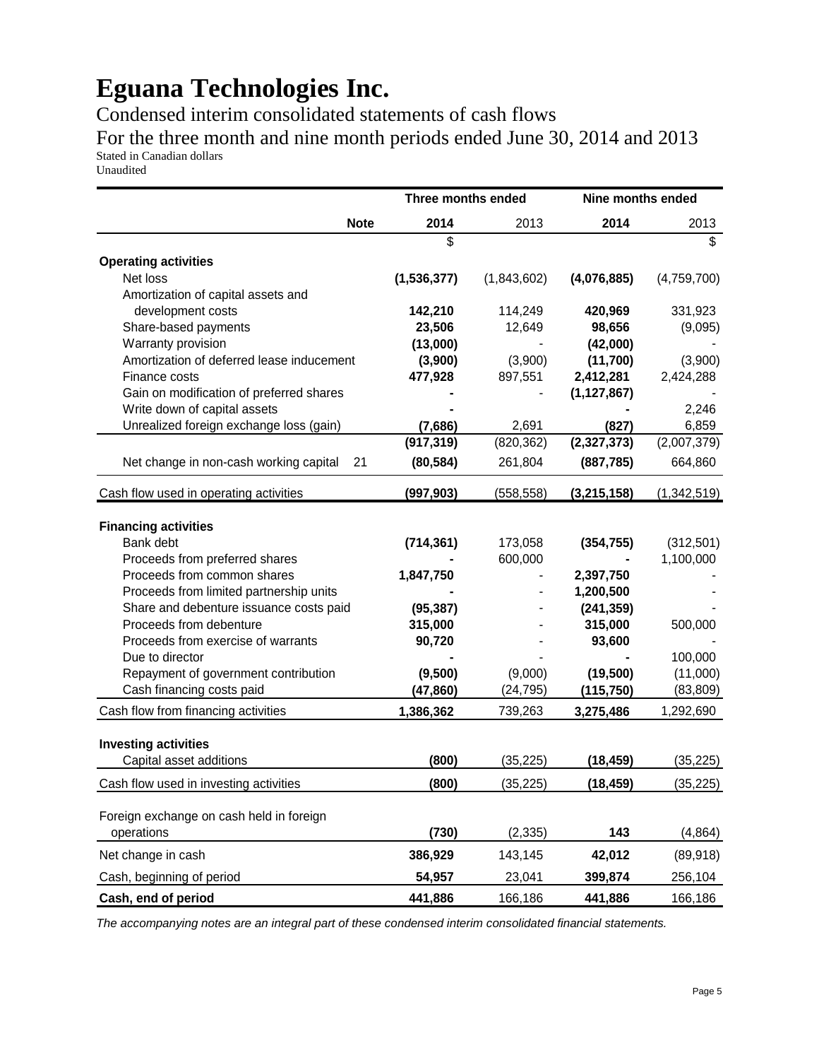# Eguana Technologies Inc.

Condensed interim consolidated statements of cash flows

For the three month and nine month periods ended June 30, 2014 and 2013

Stated in Canadian dollars

Unaudited

| | Note | Three months ended | | Nine months ended | |
|---|---|---|---|---|---|
| | | **2014** | 2013 | **2014** | 2013 |
| | | $ | | | $ |
| **Operating activities** | | | | | |
| Net loss | | **(1,536,377)** | (1,843,602) | **(4,076,885)** | (4,759,700) |
| Amortization of capital assets and development costs | | **142,210** | 114,249 | **420,969** | 331,923 |
| Share-based payments | | **23,506** | 12,649 | **98,656** | (9,095) |
| Warranty provision | | **(13,000)** | - | **(42,000)** | - |
| Amortization of deferred lease inducement | | **(3,900)** | (3,900) | **(11,700)** | (3,900) |
| Finance costs | | **477,928** | 897,551 | **2,412,281** | 2,424,288 |
| Gain on modification of preferred shares | | **-** | - | **(1,127,867)** | - |
| Write down of capital assets | | **-** | | **-** | 2,246 |
| Unrealized foreign exchange loss (gain) | | **(7,686)** | 2,691 | **(827)** | 6,859 |
| | | **(917,319)** | (820,362) | **(2,327,373)** | (2,007,379) |
| Net change in non-cash working capital | 21 | **(80,584)** | 261,804 | **(887,785)** | 664,860 |
| Cash flow used in operating activities | | **(997,903)** | (558,558) | **(3,215,158)** | (1,342,519) |
| **Financing activities** | | | | | |
| Bank debt | | **(714,361)** | 173,058 | **(354,755)** | (312,501) |
| Proceeds from preferred shares | | **-** | 600,000 | **-** | 1,100,000 |
| Proceeds from common shares | | **1,847,750** | - | **2,397,750** | - |
| Proceeds from limited partnership units | | **-** | - | **1,200,500** | - |
| Share and debenture issuance costs paid | | **(95,387)** | - | **(241,359)** | - |
| Proceeds from debenture | | **315,000** | - | **315,000** | 500,000 |
| Proceeds from exercise of warrants | | **90,720** | - | **93,600** | - |
| Due to director | | **-** | - | **-** | 100,000 |
| Repayment of government contribution | | **(9,500)** | (9,000) | **(19,500)** | (11,000) |
| Cash financing costs paid | | **(47,860)** | (24,795) | **(115,750)** | (83,809) |
| Cash flow from financing activities | | **1,386,362** | 739,263 | **3,275,486** | 1,292,690 |
| **Investing activities** | | | | | |
| Capital asset additions | | **(800)** | (35,225) | **(18,459)** | (35,225) |
| Cash flow used in investing activities | | **(800)** | (35,225) | **(18,459)** | (35,225) |
| Foreign exchange on cash held in foreign operations | | **(730)** | (2,335) | **143** | (4,864) |
| Net change in cash | | **386,929** | 143,145 | **42,012** | (89,918) |
| Cash, beginning of period | | **54,957** | 23,041 | **399,874** | 256,104 |
| **Cash, end of period** | | **441,886** | 166,186 | **441,886** | 166,186 |

*The accompanying notes are an integral part of these condensed interim consolidated financial statements.*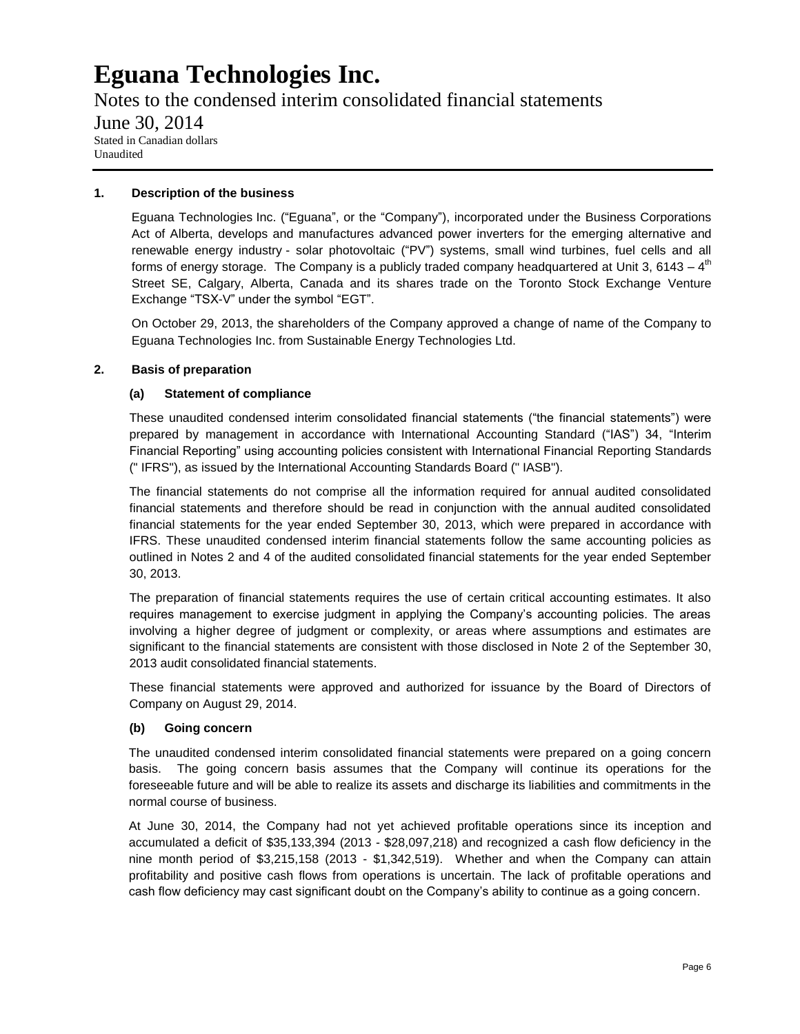# Eguana Technologies Inc.

Notes to the condensed interim consolidated financial statements

June 30, 2014

Stated in Canadian dollars
Unaudited

## 1. Description of the business

Eguana Technologies Inc. ("Eguana", or the "Company"), incorporated under the Business Corporations Act of Alberta, develops and manufactures advanced power inverters for the emerging alternative and renewable energy industry - solar photovoltaic ("PV") systems, small wind turbines, fuel cells and all forms of energy storage. The Company is a publicly traded company headquartered at Unit 3, 6143 – 4th Street SE, Calgary, Alberta, Canada and its shares trade on the Toronto Stock Exchange Venture Exchange "TSX-V" under the symbol "EGT".

On October 29, 2013, the shareholders of the Company approved a change of name of the Company to Eguana Technologies Inc. from Sustainable Energy Technologies Ltd.

## 2. Basis of preparation

### (a) Statement of compliance

These unaudited condensed interim consolidated financial statements ("the financial statements") were prepared by management in accordance with International Accounting Standard ("IAS") 34, "Interim Financial Reporting" using accounting policies consistent with International Financial Reporting Standards (" IFRS"), as issued by the International Accounting Standards Board (" IASB").

The financial statements do not comprise all the information required for annual audited consolidated financial statements and therefore should be read in conjunction with the annual audited consolidated financial statements for the year ended September 30, 2013, which were prepared in accordance with IFRS. These unaudited condensed interim financial statements follow the same accounting policies as outlined in Notes 2 and 4 of the audited consolidated financial statements for the year ended September 30, 2013.

The preparation of financial statements requires the use of certain critical accounting estimates. It also requires management to exercise judgment in applying the Company's accounting policies. The areas involving a higher degree of judgment or complexity, or areas where assumptions and estimates are significant to the financial statements are consistent with those disclosed in Note 2 of the September 30, 2013 audit consolidated financial statements.

These financial statements were approved and authorized for issuance by the Board of Directors of Company on August 29, 2014.

### (b) Going concern

The unaudited condensed interim consolidated financial statements were prepared on a going concern basis. The going concern basis assumes that the Company will continue its operations for the foreseeable future and will be able to realize its assets and discharge its liabilities and commitments in the normal course of business.

At June 30, 2014, the Company had not yet achieved profitable operations since its inception and accumulated a deficit of $35,133,394 (2013 - $28,097,218) and recognized a cash flow deficiency in the nine month period of $3,215,158 (2013 - $1,342,519). Whether and when the Company can attain profitability and positive cash flows from operations is uncertain. The lack of profitable operations and cash flow deficiency may cast significant doubt on the Company's ability to continue as a going concern.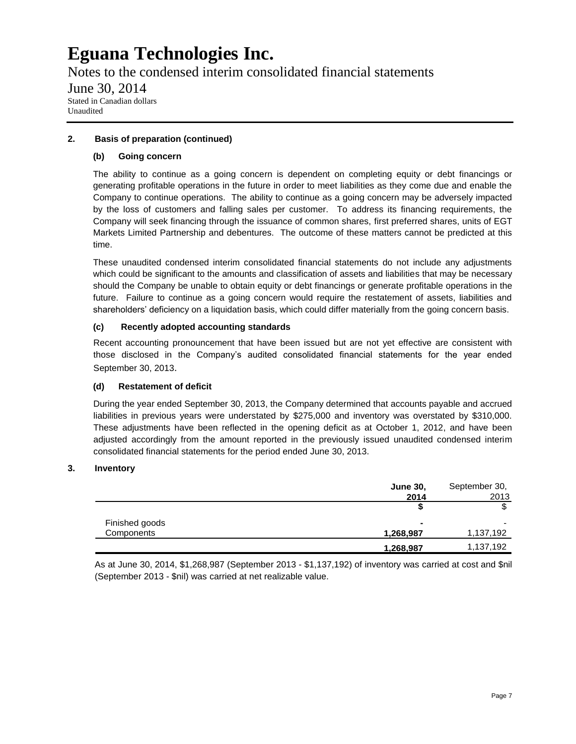## 2. Basis of preparation (continued)

### (b) Going concern

The ability to continue as a going concern is dependent on completing equity or debt financings or generating profitable operations in the future in order to meet liabilities as they come due and enable the Company to continue operations. The ability to continue as a going concern may be adversely impacted by the loss of customers and falling sales per customer. To address its financing requirements, the Company will seek financing through the issuance of common shares, first preferred shares, units of EGT Markets Limited Partnership and debentures. The outcome of these matters cannot be predicted at this time.

These unaudited condensed interim consolidated financial statements do not include any adjustments which could be significant to the amounts and classification of assets and liabilities that may be necessary should the Company be unable to obtain equity or debt financings or generate profitable operations in the future. Failure to continue as a going concern would require the restatement of assets, liabilities and shareholders' deficiency on a liquidation basis, which could differ materially from the going concern basis.

### (c) Recently adopted accounting standards

Recent accounting pronouncement that have been issued but are not yet effective are consistent with those disclosed in the Company's audited consolidated financial statements for the year ended September 30, 2013.

### (d) Restatement of deficit

During the year ended September 30, 2013, the Company determined that accounts payable and accrued liabilities in previous years were understated by $275,000 and inventory was overstated by $310,000. These adjustments have been reflected in the opening deficit as at October 1, 2012, and have been adjusted accordingly from the amount reported in the previously issued unaudited condensed interim consolidated financial statements for the period ended June 30, 2013.

## 3. Inventory

| | **June 30, 2014** | September 30, 2013 |
|---|---|---|
| | **$** | $ |
| Finished goods | **-** | - |
| Components | **1,268,987** | 1,137,192 |
| | **1,268,987** | 1,137,192 |

As at June 30, 2014, $1,268,987 (September 2013 - $1,137,192) of inventory was carried at cost and $nil (September 2013 - $nil) was carried at net realizable value.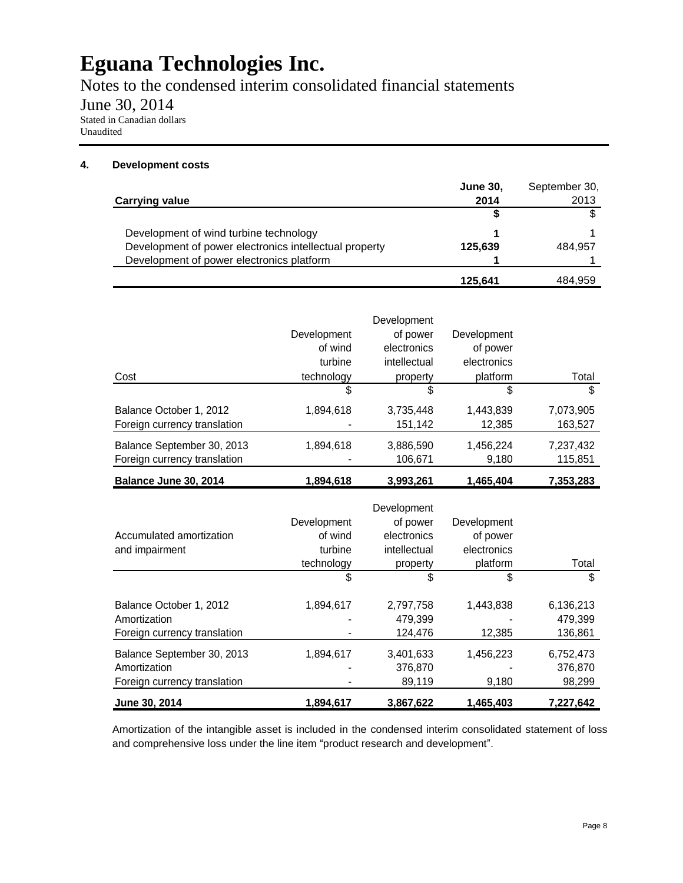# Eguana Technologies Inc.

Notes to the condensed interim consolidated financial statements

June 30, 2014

Stated in Canadian dollars

Unaudited

## 4. Development costs

| Carrying value | **June 30, 2014** | September 30, 2013 |
|---|---|---|
| | **$** | $ |
| Development of wind turbine technology | **1** | 1 |
| Development of power electronics intellectual property | **125,639** | 484,957 |
| Development of power electronics platform | **1** | 1 |
| | **125,641** | 484,959 |

| Cost | Development of wind turbine technology | Development of power electronics intellectual property | Development of power electronics platform | Total |
|---|---|---|---|---|
| | $ | $ | $ | $ |
| Balance October 1, 2012 | 1,894,618 | 3,735,448 | 1,443,839 | 7,073,905 |
| Foreign currency translation | - | 151,142 | 12,385 | 163,527 |
| Balance September 30, 2013 | 1,894,618 | 3,886,590 | 1,456,224 | 7,237,432 |
| Foreign currency translation | - | 106,671 | 9,180 | 115,851 |
| **Balance June 30, 2014** | **1,894,618** | **3,993,261** | **1,465,404** | **7,353,283** |

| Accumulated amortization and impairment | Development of wind turbine technology | Development of power electronics intellectual property | Development of power electronics platform | Total |
|---|---|---|---|---|
| | $ | $ | $ | $ |
| Balance October 1, 2012 | 1,894,617 | 2,797,758 | 1,443,838 | 6,136,213 |
| Amortization | - | 479,399 | - | 479,399 |
| Foreign currency translation | - | 124,476 | 12,385 | 136,861 |
| Balance September 30, 2013 | 1,894,617 | 3,401,633 | 1,456,223 | 6,752,473 |
| Amortization | - | 376,870 | - | 376,870 |
| Foreign currency translation | - | 89,119 | 9,180 | 98,299 |
| **June 30, 2014** | **1,894,617** | **3,867,622** | **1,465,403** | **7,227,642** |

Amortization of the intangible asset is included in the condensed interim consolidated statement of loss and comprehensive loss under the line item "product research and development".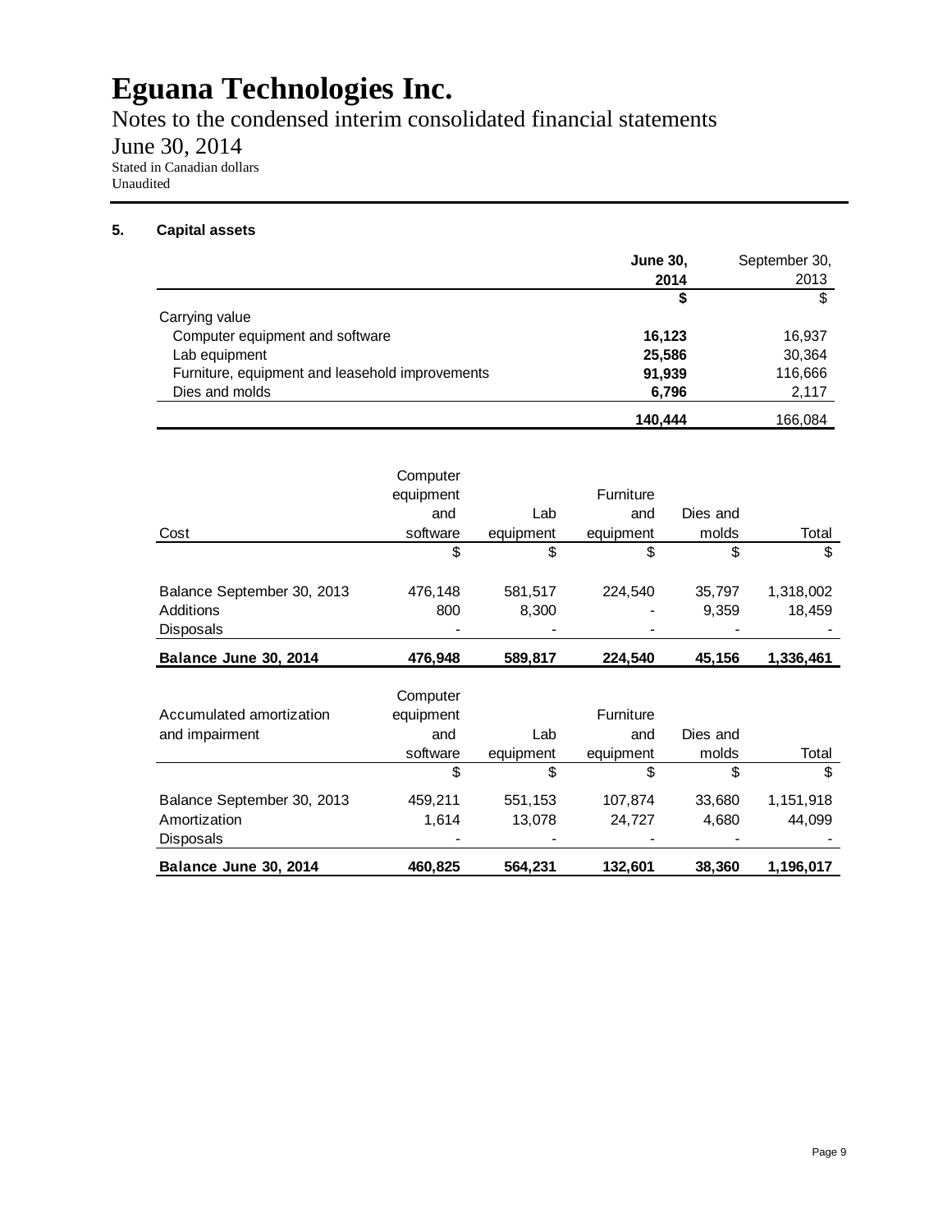# Eguana Technologies Inc.

Notes to the condensed interim consolidated financial statements

June 30, 2014

Stated in Canadian dollars

Unaudited

## 5. Capital assets

| | **June 30, 2014** | September 30, 2013 |
|---|---|---|
| | **$** | $ |
| Carrying value | | |
| Computer equipment and software | **16,123** | 16,937 |
| Lab equipment | **25,586** | 30,364 |
| Furniture, equipment and leasehold improvements | **91,939** | 116,666 |
| Dies and molds | **6,796** | 2,117 |
| | **140,444** | 166,084 |

| Cost | Computer equipment and software | Lab equipment | Furniture and equipment | Dies and molds | Total |
|---|---|---|---|---|---|
| | $ | $ | $ | $ | $ |
| Balance September 30, 2013 | 476,148 | 581,517 | 224,540 | 35,797 | 1,318,002 |
| Additions | 800 | 8,300 | - | 9,359 | 18,459 |
| Disposals | - | - | - | - | - |
| **Balance June 30, 2014** | **476,948** | **589,817** | **224,540** | **45,156** | **1,336,461** |

| Accumulated amortization and impairment | Computer equipment and software | Lab equipment | Furniture and equipment | Dies and molds | Total |
|---|---|---|---|---|---|
| | $ | $ | $ | $ | $ |
| Balance September 30, 2013 | 459,211 | 551,153 | 107,874 | 33,680 | 1,151,918 |
| Amortization | 1,614 | 13,078 | 24,727 | 4,680 | 44,099 |
| Disposals | - | - | - | - | - |
| **Balance June 30, 2014** | **460,825** | **564,231** | **132,601** | **38,360** | **1,196,017** |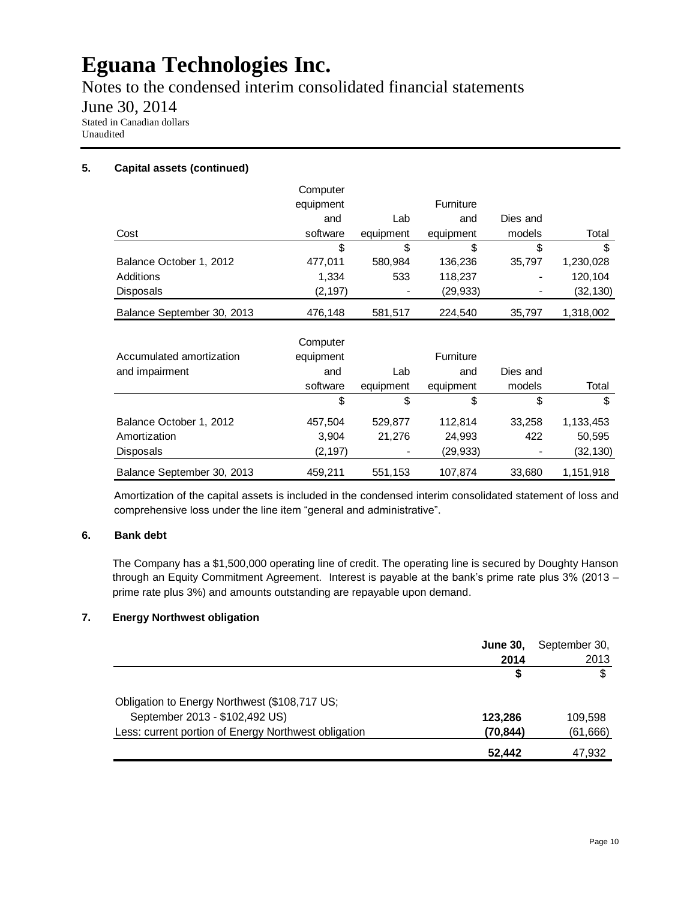# Eguana Technologies Inc.

Notes to the condensed interim consolidated financial statements

June 30, 2014

Stated in Canadian dollars

Unaudited

## 5. Capital assets (continued)

| Cost | Computer equipment and software | Lab equipment | Furniture and equipment | Dies and models | Total |
|---|---|---|---|---|---|
| | $ | $ | $ | $ | $ |
| Balance October 1, 2012 | 477,011 | 580,984 | 136,236 | 35,797 | 1,230,028 |
| Additions | 1,334 | 533 | 118,237 | - | 120,104 |
| Disposals | (2,197) | - | (29,933) | - | (32,130) |
| Balance September 30, 2013 | 476,148 | 581,517 | 224,540 | 35,797 | 1,318,002 |

| Accumulated amortization and impairment | Computer equipment and software | Lab equipment | Furniture and equipment | Dies and models | Total |
|---|---|---|---|---|---|
| | $ | $ | $ | $ | $ |
| Balance October 1, 2012 | 457,504 | 529,877 | 112,814 | 33,258 | 1,133,453 |
| Amortization | 3,904 | 21,276 | 24,993 | 422 | 50,595 |
| Disposals | (2,197) | - | (29,933) | - | (32,130) |
| Balance September 30, 2013 | 459,211 | 551,153 | 107,874 | 33,680 | 1,151,918 |

Amortization of the capital assets is included in the condensed interim consolidated statement of loss and comprehensive loss under the line item "general and administrative".

## 6. Bank debt

The Company has a $1,500,000 operating line of credit. The operating line is secured by Doughty Hanson through an Equity Commitment Agreement. Interest is payable at the bank's prime rate plus 3% (2013 – prime rate plus 3%) and amounts outstanding are repayable upon demand.

## 7. Energy Northwest obligation

| | **June 30, 2014** | September 30, 2013 |
|---|---|---|
| | **$** | $ |
| Obligation to Energy Northwest ($108,717 US; September 2013 - $102,492 US) | **123,286** | 109,598 |
| Less: current portion of Energy Northwest obligation | **(70,844)** | (61,666) |
| | **52,442** | 47,932 |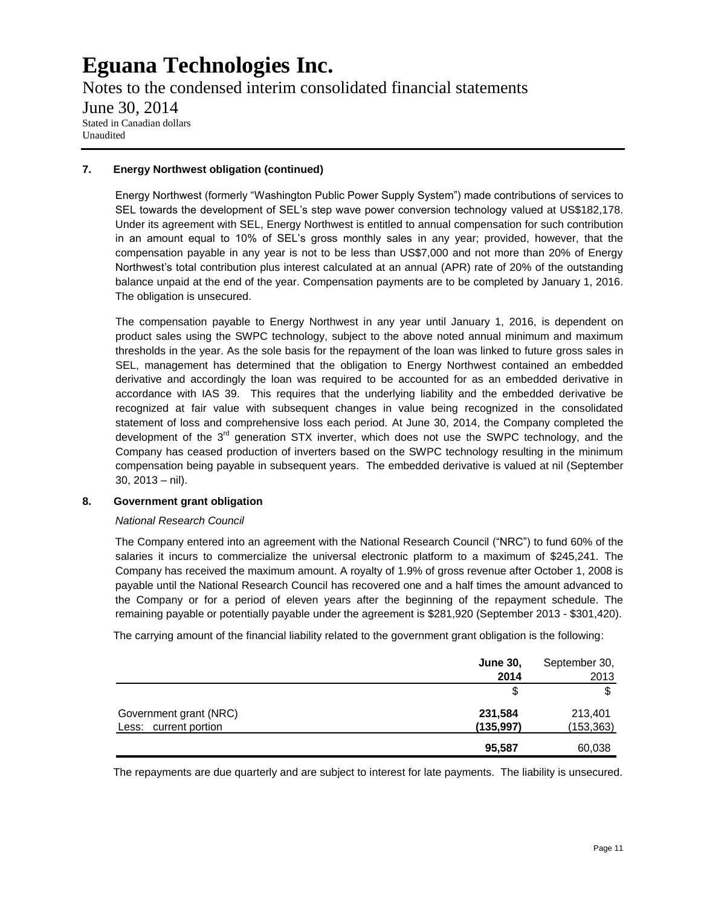### 7. Energy Northwest obligation (continued)

Energy Northwest (formerly "Washington Public Power Supply System") made contributions of services to SEL towards the development of SEL's step wave power conversion technology valued at US$182,178. Under its agreement with SEL, Energy Northwest is entitled to annual compensation for such contribution in an amount equal to 10% of SEL's gross monthly sales in any year; provided, however, that the compensation payable in any year is not to be less than US$7,000 and not more than 20% of Energy Northwest's total contribution plus interest calculated at an annual (APR) rate of 20% of the outstanding balance unpaid at the end of the year. Compensation payments are to be completed by January 1, 2016. The obligation is unsecured.

The compensation payable to Energy Northwest in any year until January 1, 2016, is dependent on product sales using the SWPC technology, subject to the above noted annual minimum and maximum thresholds in the year. As the sole basis for the repayment of the loan was linked to future gross sales in SEL, management has determined that the obligation to Energy Northwest contained an embedded derivative and accordingly the loan was required to be accounted for as an embedded derivative in accordance with IAS 39. This requires that the underlying liability and the embedded derivative be recognized at fair value with subsequent changes in value being recognized in the consolidated statement of loss and comprehensive loss each period. At June 30, 2014, the Company completed the development of the 3rd generation STX inverter, which does not use the SWPC technology, and the Company has ceased production of inverters based on the SWPC technology resulting in the minimum compensation being payable in subsequent years. The embedded derivative is valued at nil (September 30, 2013 – nil).

### 8. Government grant obligation

*National Research Council*

The Company entered into an agreement with the National Research Council ("NRC") to fund 60% of the salaries it incurs to commercialize the universal electronic platform to a maximum of $245,241. The Company has received the maximum amount. A royalty of 1.9% of gross revenue after October 1, 2008 is payable until the National Research Council has recovered one and a half times the amount advanced to the Company or for a period of eleven years after the beginning of the repayment schedule. The remaining payable or potentially payable under the agreement is $281,920 (September 2013 - $301,420).

The carrying amount of the financial liability related to the government grant obligation is the following:

| | **June 30, 2014** | September 30, 2013 |
|---|---|---|
| | $ | $ |
| Government grant (NRC) | **231,584** | 213,401 |
| Less: current portion | **(135,997)** | (153,363) |
| | **95,587** | 60,038 |

The repayments are due quarterly and are subject to interest for late payments. The liability is unsecured.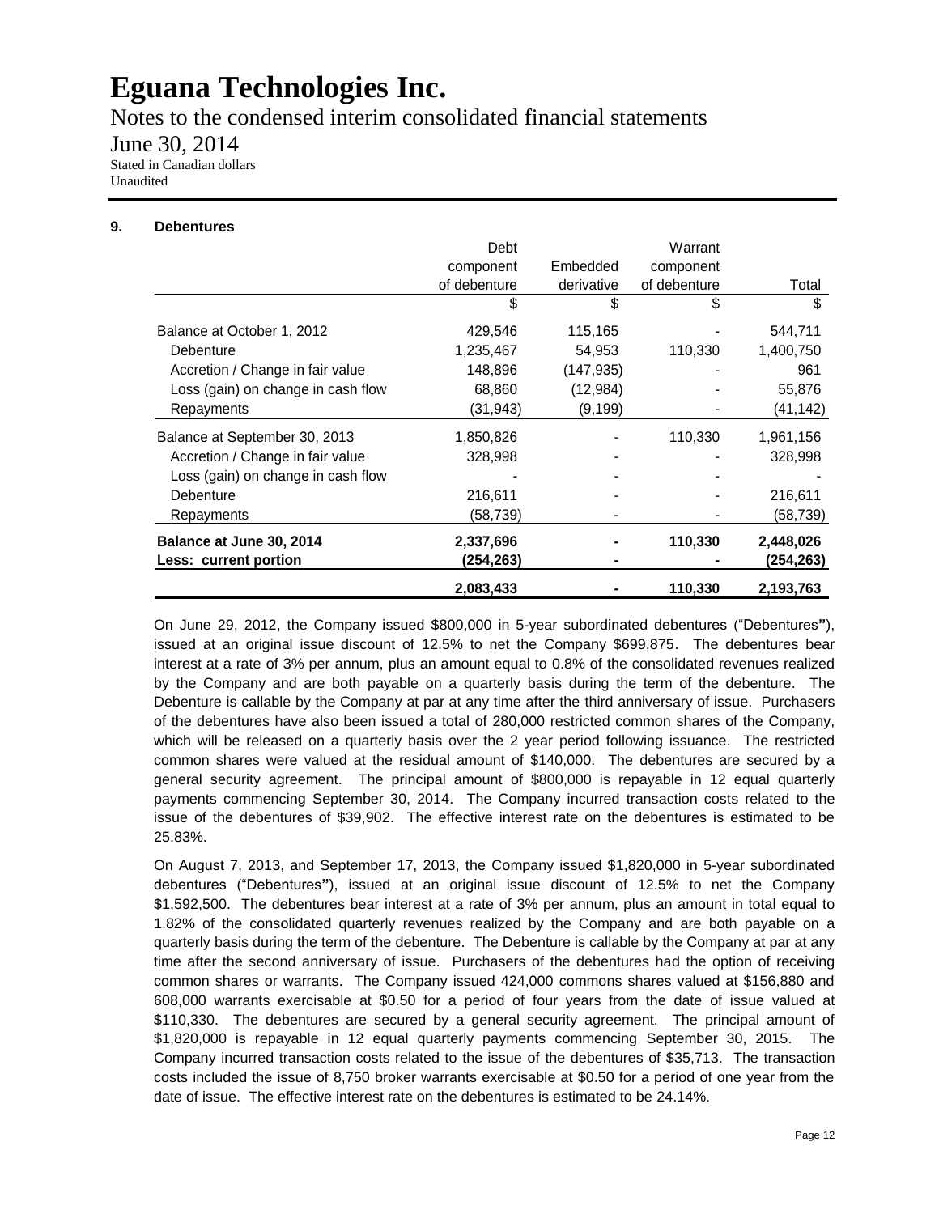# Eguana Technologies Inc.

Notes to the condensed interim consolidated financial statements

June 30, 2014

Stated in Canadian dollars
Unaudited

## 9. Debentures

| | Debt component of debenture | Embedded derivative | Warrant component of debenture | Total |
|---|---|---|---|---|
| | $ | $ | $ | $ |
| Balance at October 1, 2012 | 429,546 | 115,165 | - | 544,711 |
| Debenture | 1,235,467 | 54,953 | 110,330 | 1,400,750 |
| Accretion / Change in fair value | 148,896 | (147,935) | - | 961 |
| Loss (gain) on change in cash flow | 68,860 | (12,984) | - | 55,876 |
| Repayments | (31,943) | (9,199) | - | (41,142) |
| Balance at September 30, 2013 | 1,850,826 | - | 110,330 | 1,961,156 |
| Accretion / Change in fair value | 328,998 | - | - | 328,998 |
| Loss (gain) on change in cash flow | - | - | - | - |
| Debenture | 216,611 | - | - | 216,611 |
| Repayments | (58,739) | - | - | (58,739) |
| **Balance at June 30, 2014** | **2,337,696** | **-** | **110,330** | **2,448,026** |
| **Less: current portion** | **(254,263)** | **-** | **-** | **(254,263)** |
| | **2,083,433** | **-** | **110,330** | **2,193,763** |

On June 29, 2012, the Company issued $800,000 in 5-year subordinated debentures ("Debentures"), issued at an original issue discount of 12.5% to net the Company $699,875. The debentures bear interest at a rate of 3% per annum, plus an amount equal to 0.8% of the consolidated revenues realized by the Company and are both payable on a quarterly basis during the term of the debenture. The Debenture is callable by the Company at par at any time after the third anniversary of issue. Purchasers of the debentures have also been issued a total of 280,000 restricted common shares of the Company, which will be released on a quarterly basis over the 2 year period following issuance. The restricted common shares were valued at the residual amount of $140,000. The debentures are secured by a general security agreement. The principal amount of $800,000 is repayable in 12 equal quarterly payments commencing September 30, 2014. The Company incurred transaction costs related to the issue of the debentures of $39,902. The effective interest rate on the debentures is estimated to be 25.83%.

On August 7, 2013, and September 17, 2013, the Company issued $1,820,000 in 5-year subordinated debentures ("Debentures"), issued at an original issue discount of 12.5% to net the Company $1,592,500. The debentures bear interest at a rate of 3% per annum, plus an amount in total equal to 1.82% of the consolidated quarterly revenues realized by the Company and are both payable on a quarterly basis during the term of the debenture. The Debenture is callable by the Company at par at any time after the second anniversary of issue. Purchasers of the debentures had the option of receiving common shares or warrants. The Company issued 424,000 commons shares valued at $156,880 and 608,000 warrants exercisable at $0.50 for a period of four years from the date of issue valued at $110,330. The debentures are secured by a general security agreement. The principal amount of $1,820,000 is repayable in 12 equal quarterly payments commencing September 30, 2015. The Company incurred transaction costs related to the issue of the debentures of $35,713. The transaction costs included the issue of 8,750 broker warrants exercisable at $0.50 for a period of one year from the date of issue. The effective interest rate on the debentures is estimated to be 24.14%.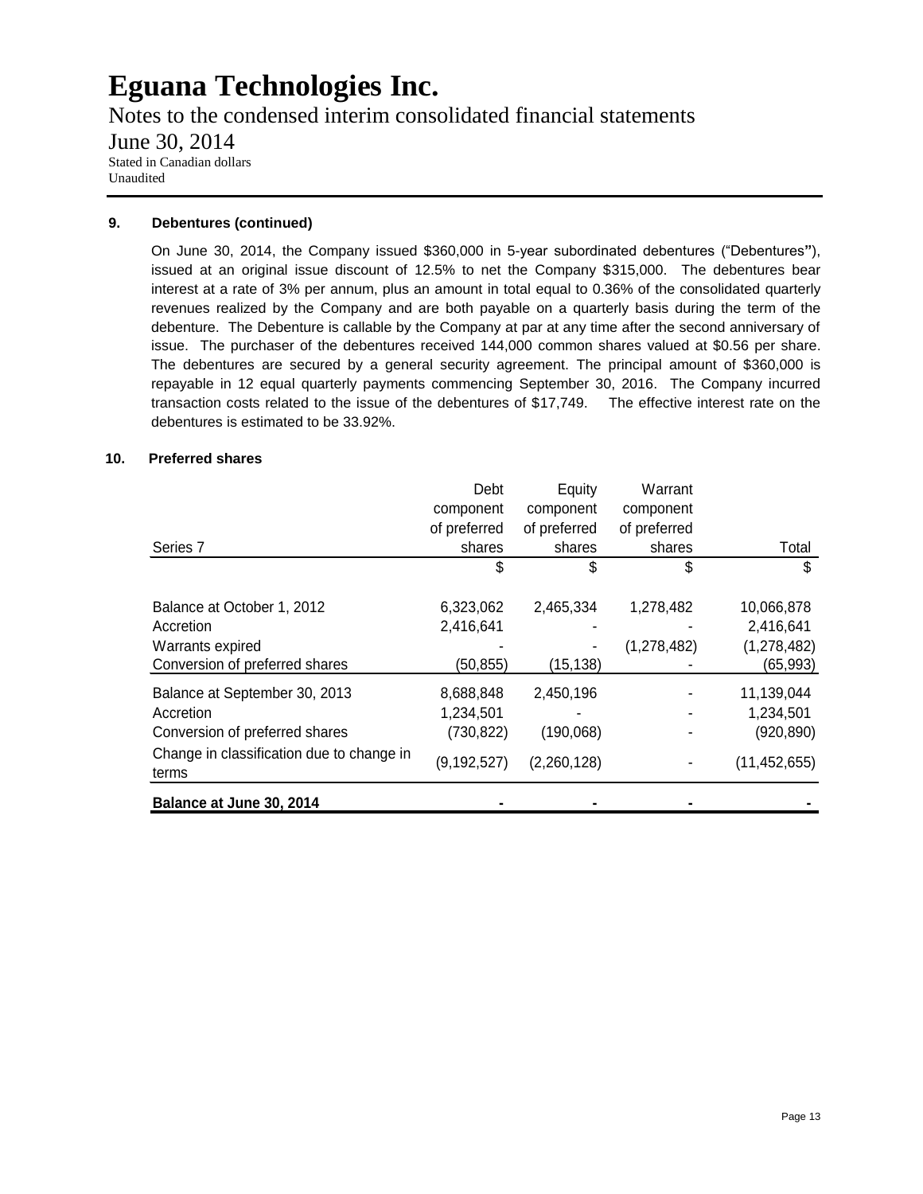# Eguana Technologies Inc.

Notes to the condensed interim consolidated financial statements

June 30, 2014

Stated in Canadian dollars
Unaudited

## 9. Debentures (continued)

On June 30, 2014, the Company issued $360,000 in 5-year subordinated debentures ("Debentures"), issued at an original issue discount of 12.5% to net the Company $315,000. The debentures bear interest at a rate of 3% per annum, plus an amount in total equal to 0.36% of the consolidated quarterly revenues realized by the Company and are both payable on a quarterly basis during the term of the debenture. The Debenture is callable by the Company at par at any time after the second anniversary of issue. The purchaser of the debentures received 144,000 common shares valued at $0.56 per share. The debentures are secured by a general security agreement. The principal amount of $360,000 is repayable in 12 equal quarterly payments commencing September 30, 2016. The Company incurred transaction costs related to the issue of the debentures of $17,749. The effective interest rate on the debentures is estimated to be 33.92%.

## 10. Preferred shares

| Series 7 | Debt component of preferred shares | Equity component of preferred shares | Warrant component of preferred shares | Total |
|---|---|---|---|---|
| | $ | $ | $ | $ |
| Balance at October 1, 2012 | 6,323,062 | 2,465,334 | 1,278,482 | 10,066,878 |
| Accretion | 2,416,641 | - | - | 2,416,641 |
| Warrants expired | - | - | (1,278,482) | (1,278,482) |
| Conversion of preferred shares | (50,855) | (15,138) | - | (65,993) |
| Balance at September 30, 2013 | 8,688,848 | 2,450,196 | - | 11,139,044 |
| Accretion | 1,234,501 | - | - | 1,234,501 |
| Conversion of preferred shares | (730,822) | (190,068) | - | (920,890) |
| Change in classification due to change in terms | (9,192,527) | (2,260,128) | - | (11,452,655) |
| **Balance at June 30, 2014** | **-** | **-** | **-** | **-** |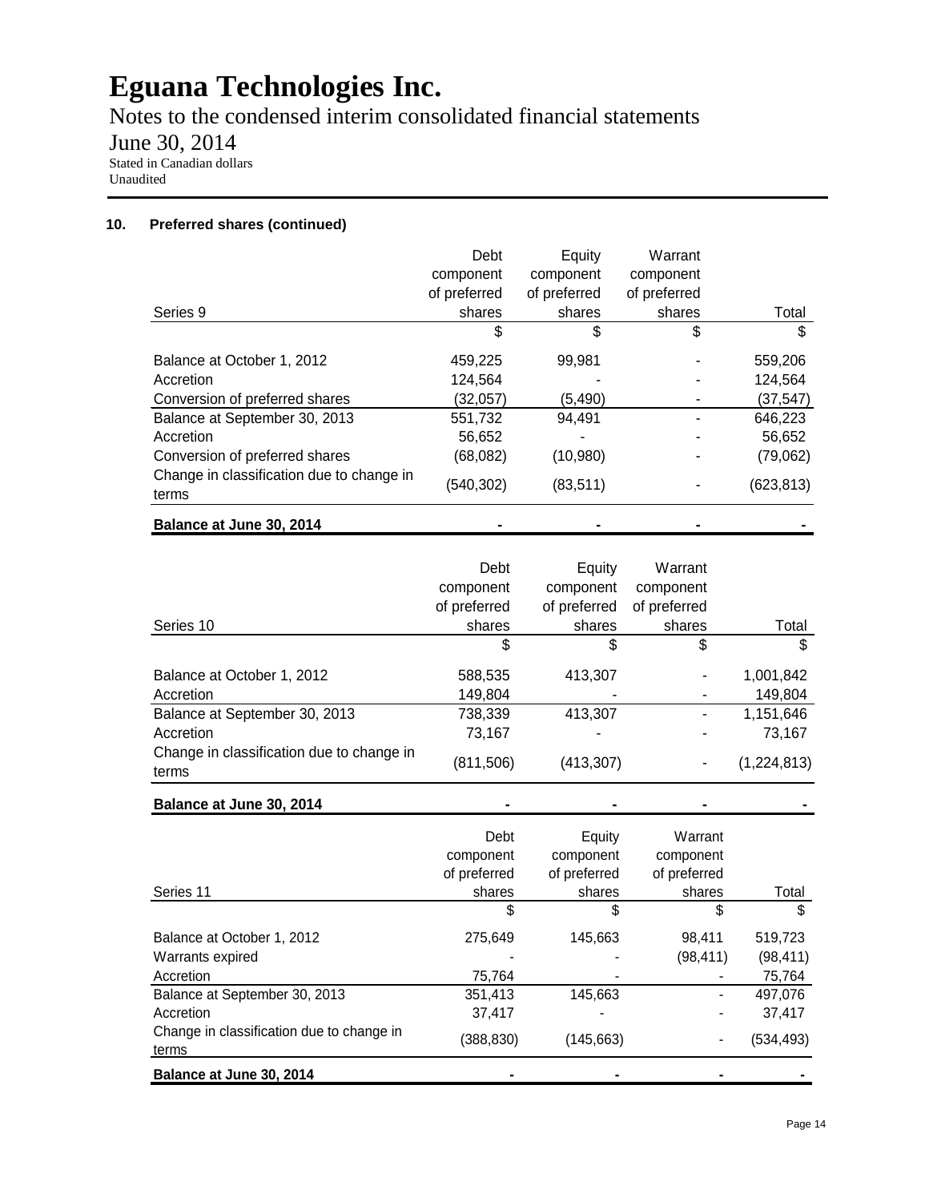# Eguana Technologies Inc.

Notes to the condensed interim consolidated financial statements

June 30, 2014

Stated in Canadian dollars
Unaudited

## 10. Preferred shares (continued)

| Series 9 | Debt component of preferred shares | Equity component of preferred shares | Warrant component of preferred shares | Total |
|---|---|---|---|---|
| | $ | $ | $ | $ |
| Balance at October 1, 2012 | 459,225 | 99,981 | - | 559,206 |
| Accretion | 124,564 | - | - | 124,564 |
| Conversion of preferred shares | (32,057) | (5,490) | - | (37,547) |
| Balance at September 30, 2013 | 551,732 | 94,491 | - | 646,223 |
| Accretion | 56,652 | - | - | 56,652 |
| Conversion of preferred shares | (68,082) | (10,980) | - | (79,062) |
| Change in classification due to change in terms | (540,302) | (83,511) | - | (623,813) |
| **Balance at June 30, 2014** | **-** | **-** | **-** | **-** |

| Series 10 | Debt component of preferred shares | Equity component of preferred shares | Warrant component of preferred shares | Total |
|---|---|---|---|---|
| | $ | $ | $ | $ |
| Balance at October 1, 2012 | 588,535 | 413,307 | - | 1,001,842 |
| Accretion | 149,804 | - | - | 149,804 |
| Balance at September 30, 2013 | 738,339 | 413,307 | - | 1,151,646 |
| Accretion | 73,167 | - | - | 73,167 |
| Change in classification due to change in terms | (811,506) | (413,307) | - | (1,224,813) |
| **Balance at June 30, 2014** | **-** | **-** | **-** | **-** |

| Series 11 | Debt component of preferred shares | Equity component of preferred shares | Warrant component of preferred shares | Total |
|---|---|---|---|---|
| | $ | $ | $ | $ |
| Balance at October 1, 2012 | 275,649 | 145,663 | 98,411 | 519,723 |
| Warrants expired | - | - | (98,411) | (98,411) |
| Accretion | 75,764 | - | - | 75,764 |
| Balance at September 30, 2013 | 351,413 | 145,663 | - | 497,076 |
| Accretion | 37,417 | - | - | 37,417 |
| Change in classification due to change in terms | (388,830) | (145,663) | - | (534,493) |
| **Balance at June 30, 2014** | **-** | **-** | **-** | **-** |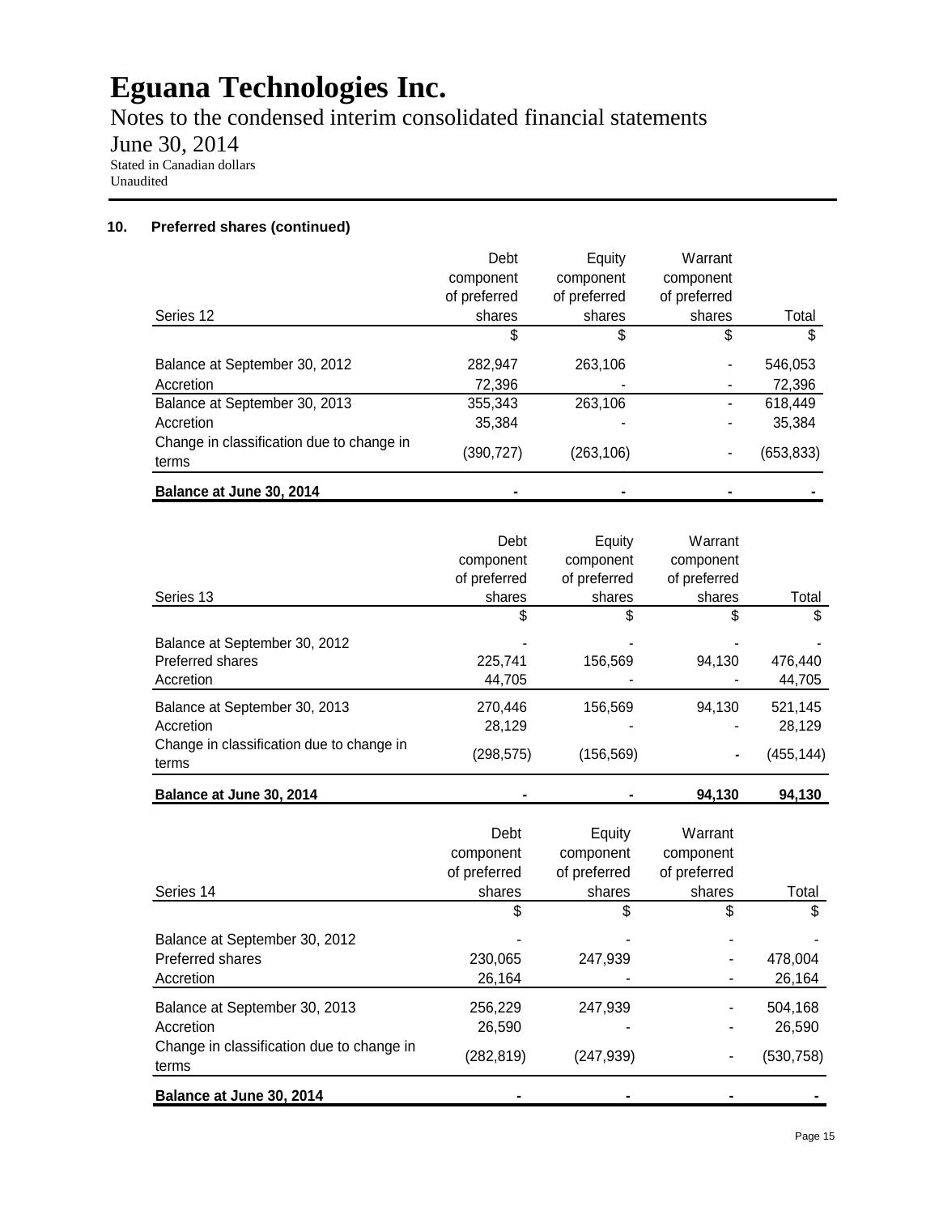# Eguana Technologies Inc.

Notes to the condensed interim consolidated financial statements

June 30, 2014

Stated in Canadian dollars

Unaudited

## 10. Preferred shares (continued)

| Series 12 | Debt component of preferred shares | Equity component of preferred shares | Warrant component of preferred shares | Total |
|---|---|---|---|---|
| | $ | $ | $ | $ |
| Balance at September 30, 2012 | 282,947 | 263,106 | - | 546,053 |
| Accretion | 72,396 | - | - | 72,396 |
| Balance at September 30, 2013 | 355,343 | 263,106 | - | 618,449 |
| Accretion | 35,384 | - | - | 35,384 |
| Change in classification due to change in terms | (390,727) | (263,106) | - | (653,833) |
| **Balance at June 30, 2014** | **-** | **-** | **-** | **-** |

| Series 13 | Debt component of preferred shares | Equity component of preferred shares | Warrant component of preferred shares | Total |
|---|---|---|---|---|
| | $ | $ | $ | $ |
| Balance at September 30, 2012 | - | - | - | - |
| Preferred shares | 225,741 | 156,569 | 94,130 | 476,440 |
| Accretion | 44,705 | - | - | 44,705 |
| Balance at September 30, 2013 | 270,446 | 156,569 | 94,130 | 521,145 |
| Accretion | 28,129 | - | - | 28,129 |
| Change in classification due to change in terms | (298,575) | (156,569) | - | (455,144) |
| **Balance at June 30, 2014** | **-** | **-** | **94,130** | **94,130** |

| Series 14 | Debt component of preferred shares | Equity component of preferred shares | Warrant component of preferred shares | Total |
|---|---|---|---|---|
| | $ | $ | $ | $ |
| Balance at September 30, 2012 | - | - | - | - |
| Preferred shares | 230,065 | 247,939 | - | 478,004 |
| Accretion | 26,164 | - | - | 26,164 |
| Balance at September 30, 2013 | 256,229 | 247,939 | - | 504,168 |
| Accretion | 26,590 | - | - | 26,590 |
| Change in classification due to change in terms | (282,819) | (247,939) | - | (530,758) |
| **Balance at June 30, 2014** | **-** | **-** | **-** | **-** |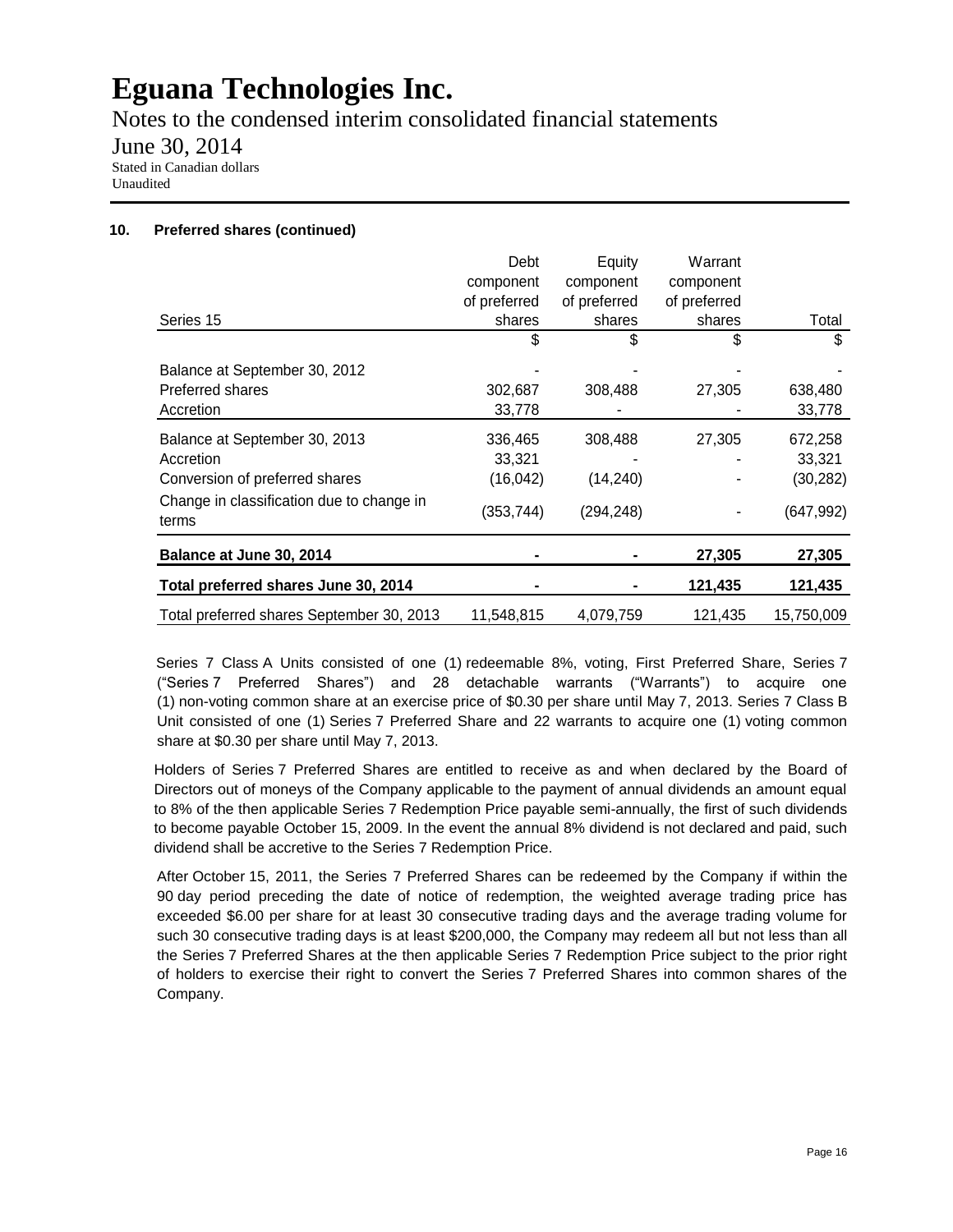# Eguana Technologies Inc.

Notes to the condensed interim consolidated financial statements

June 30, 2014

Stated in Canadian dollars
Unaudited

### 10. Preferred shares (continued)

| Series 15 | Debt component of preferred shares | Equity component of preferred shares | Warrant component of preferred shares | Total |
|---|---|---|---|---|
| | $ | $ | $ | $ |
| Balance at September 30, 2012 | - | - | - | - |
| Preferred shares | 302,687 | 308,488 | 27,305 | 638,480 |
| Accretion | 33,778 | - | - | 33,778 |
| Balance at September 30, 2013 | 336,465 | 308,488 | 27,305 | 672,258 |
| Accretion | 33,321 | - | - | 33,321 |
| Conversion of preferred shares | (16,042) | (14,240) | - | (30,282) |
| Change in classification due to change in terms | (353,744) | (294,248) | - | (647,992) |
| **Balance at June 30, 2014** | **-** | **-** | **27,305** | **27,305** |
| **Total preferred shares June 30, 2014** | **-** | **-** | **121,435** | **121,435** |
| Total preferred shares September 30, 2013 | 11,548,815 | 4,079,759 | 121,435 | 15,750,009 |

Series 7 Class A Units consisted of one (1) redeemable 8%, voting, First Preferred Share, Series 7 ("Series 7 Preferred Shares") and 28 detachable warrants ("Warrants") to acquire one (1) non-voting common share at an exercise price of $0.30 per share until May 7, 2013. Series 7 Class B Unit consisted of one (1) Series 7 Preferred Share and 22 warrants to acquire one (1) voting common share at $0.30 per share until May 7, 2013.

Holders of Series 7 Preferred Shares are entitled to receive as and when declared by the Board of Directors out of moneys of the Company applicable to the payment of annual dividends an amount equal to 8% of the then applicable Series 7 Redemption Price payable semi-annually, the first of such dividends to become payable October 15, 2009. In the event the annual 8% dividend is not declared and paid, such dividend shall be accretive to the Series 7 Redemption Price.

After October 15, 2011, the Series 7 Preferred Shares can be redeemed by the Company if within the 90 day period preceding the date of notice of redemption, the weighted average trading price has exceeded $6.00 per share for at least 30 consecutive trading days and the average trading volume for such 30 consecutive trading days is at least $200,000, the Company may redeem all but not less than all the Series 7 Preferred Shares at the then applicable Series 7 Redemption Price subject to the prior right of holders to exercise their right to convert the Series 7 Preferred Shares into common shares of the Company.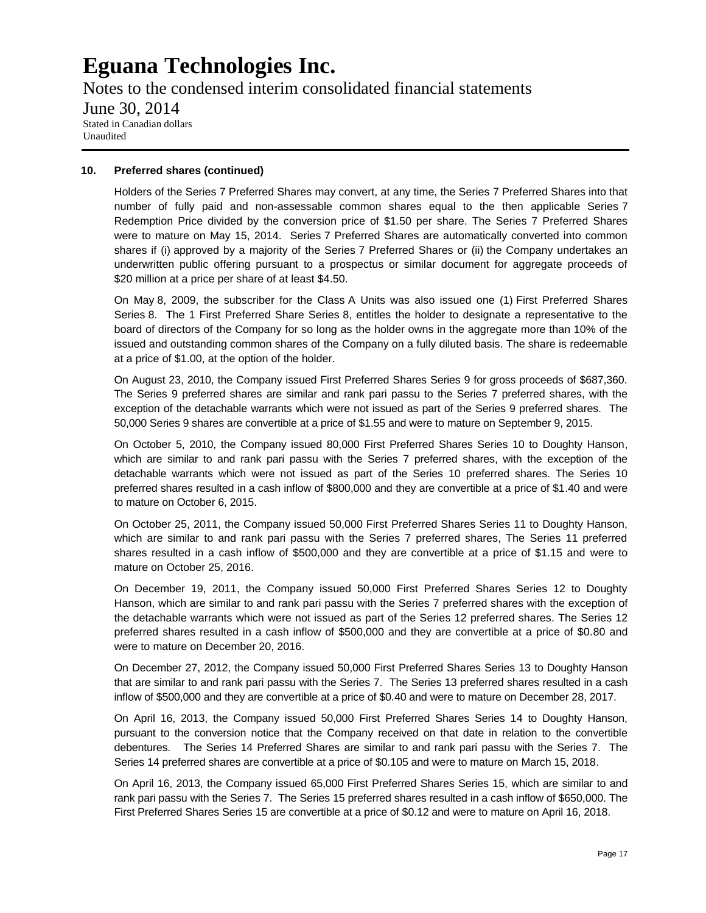### 10. Preferred shares (continued)

Holders of the Series 7 Preferred Shares may convert, at any time, the Series 7 Preferred Shares into that number of fully paid and non-assessable common shares equal to the then applicable Series 7 Redemption Price divided by the conversion price of $1.50 per share. The Series 7 Preferred Shares were to mature on May 15, 2014. Series 7 Preferred Shares are automatically converted into common shares if (i) approved by a majority of the Series 7 Preferred Shares or (ii) the Company undertakes an underwritten public offering pursuant to a prospectus or similar document for aggregate proceeds of $20 million at a price per share of at least $4.50.

On May 8, 2009, the subscriber for the Class A Units was also issued one (1) First Preferred Shares Series 8. The 1 First Preferred Share Series 8, entitles the holder to designate a representative to the board of directors of the Company for so long as the holder owns in the aggregate more than 10% of the issued and outstanding common shares of the Company on a fully diluted basis. The share is redeemable at a price of $1.00, at the option of the holder.

On August 23, 2010, the Company issued First Preferred Shares Series 9 for gross proceeds of $687,360. The Series 9 preferred shares are similar and rank pari passu to the Series 7 preferred shares, with the exception of the detachable warrants which were not issued as part of the Series 9 preferred shares. The 50,000 Series 9 shares are convertible at a price of $1.55 and were to mature on September 9, 2015.

On October 5, 2010, the Company issued 80,000 First Preferred Shares Series 10 to Doughty Hanson, which are similar to and rank pari passu with the Series 7 preferred shares, with the exception of the detachable warrants which were not issued as part of the Series 10 preferred shares. The Series 10 preferred shares resulted in a cash inflow of $800,000 and they are convertible at a price of $1.40 and were to mature on October 6, 2015.

On October 25, 2011, the Company issued 50,000 First Preferred Shares Series 11 to Doughty Hanson, which are similar to and rank pari passu with the Series 7 preferred shares, The Series 11 preferred shares resulted in a cash inflow of $500,000 and they are convertible at a price of $1.15 and were to mature on October 25, 2016.

On December 19, 2011, the Company issued 50,000 First Preferred Shares Series 12 to Doughty Hanson, which are similar to and rank pari passu with the Series 7 preferred shares with the exception of the detachable warrants which were not issued as part of the Series 12 preferred shares. The Series 12 preferred shares resulted in a cash inflow of $500,000 and they are convertible at a price of $0.80 and were to mature on December 20, 2016.

On December 27, 2012, the Company issued 50,000 First Preferred Shares Series 13 to Doughty Hanson that are similar to and rank pari passu with the Series 7. The Series 13 preferred shares resulted in a cash inflow of $500,000 and they are convertible at a price of $0.40 and were to mature on December 28, 2017.

On April 16, 2013, the Company issued 50,000 First Preferred Shares Series 14 to Doughty Hanson, pursuant to the conversion notice that the Company received on that date in relation to the convertible debentures. The Series 14 Preferred Shares are similar to and rank pari passu with the Series 7. The Series 14 preferred shares are convertible at a price of $0.105 and were to mature on March 15, 2018.

On April 16, 2013, the Company issued 65,000 First Preferred Shares Series 15, which are similar to and rank pari passu with the Series 7. The Series 15 preferred shares resulted in a cash inflow of $650,000. The First Preferred Shares Series 15 are convertible at a price of $0.12 and were to mature on April 16, 2018.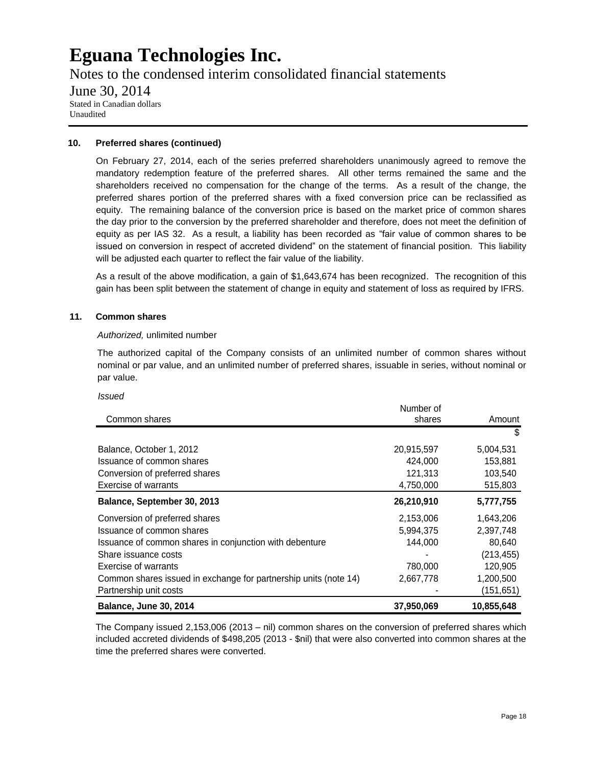# Eguana Technologies Inc.

Notes to the condensed interim consolidated financial statements

June 30, 2014

Stated in Canadian dollars
Unaudited

**10. Preferred shares (continued)**

On February 27, 2014, each of the series preferred shareholders unanimously agreed to remove the mandatory redemption feature of the preferred shares. All other terms remained the same and the shareholders received no compensation for the change of the terms. As a result of the change, the preferred shares portion of the preferred shares with a fixed conversion price can be reclassified as equity. The remaining balance of the conversion price is based on the market price of common shares the day prior to the conversion by the preferred shareholder and therefore, does not meet the definition of equity as per IAS 32. As a result, a liability has been recorded as "fair value of common shares to be issued on conversion in respect of accreted dividend" on the statement of financial position. This liability will be adjusted each quarter to reflect the fair value of the liability.

As a result of the above modification, a gain of $1,643,674 has been recognized. The recognition of this gain has been split between the statement of change in equity and statement of loss as required by IFRS.

**11. Common shares**

*Authorized,* unlimited number

The authorized capital of the Company consists of an unlimited number of common shares without nominal or par value, and an unlimited number of preferred shares, issuable in series, without nominal or par value.

*Issued*

| Common shares | Number of shares | Amount |
|---|---|---|
| | | $ |
| Balance, October 1, 2012 | 20,915,597 | 5,004,531 |
| Issuance of common shares | 424,000 | 153,881 |
| Conversion of preferred shares | 121,313 | 103,540 |
| Exercise of warrants | 4,750,000 | 515,803 |
| **Balance, September 30, 2013** | **26,210,910** | **5,777,755** |
| Conversion of preferred shares | 2,153,006 | 1,643,206 |
| Issuance of common shares | 5,994,375 | 2,397,748 |
| Issuance of common shares in conjunction with debenture | 144,000 | 80,640 |
| Share issuance costs | - | (213,455) |
| Exercise of warrants | 780,000 | 120,905 |
| Common shares issued in exchange for partnership units (note 14) | 2,667,778 | 1,200,500 |
| Partnership unit costs | - | (151,651) |
| **Balance, June 30, 2014** | **37,950,069** | **10,855,648** |

The Company issued 2,153,006 (2013 – nil) common shares on the conversion of preferred shares which included accreted dividends of $498,205 (2013 - $nil) that were also converted into common shares at the time the preferred shares were converted.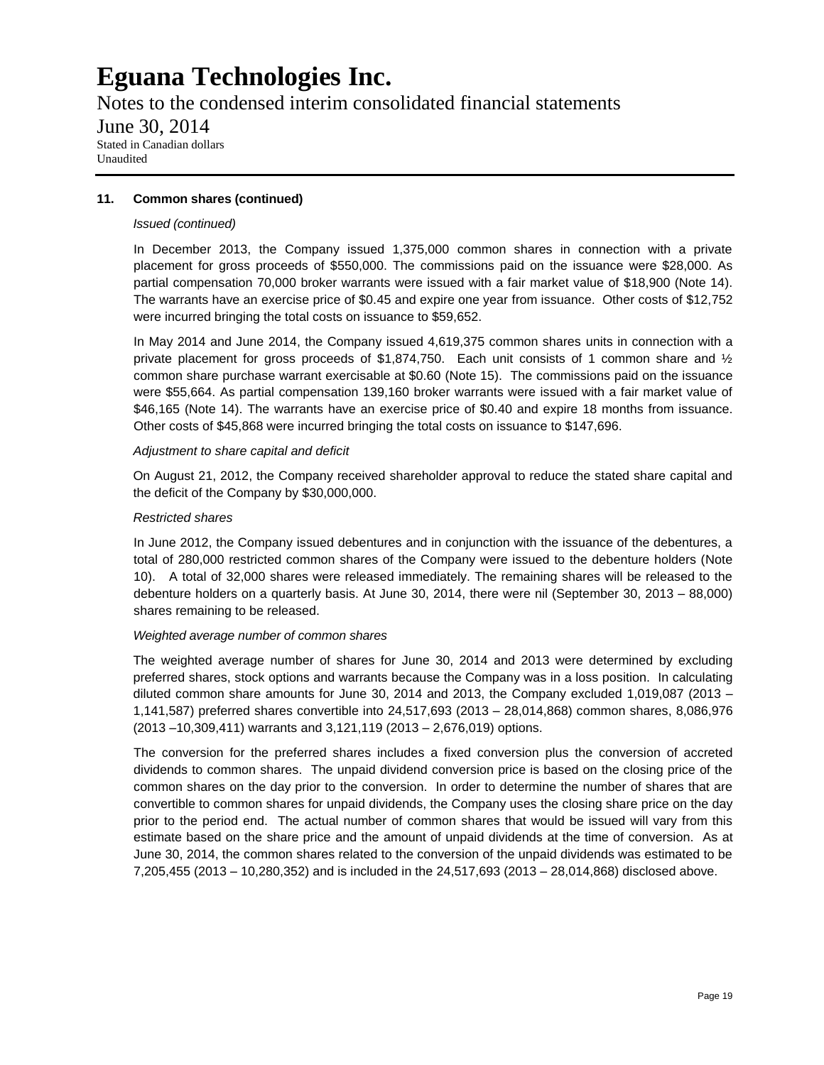## 11. Common shares (continued)

*Issued (continued)*

In December 2013, the Company issued 1,375,000 common shares in connection with a private placement for gross proceeds of $550,000. The commissions paid on the issuance were $28,000. As partial compensation 70,000 broker warrants were issued with a fair market value of $18,900 (Note 14). The warrants have an exercise price of $0.45 and expire one year from issuance. Other costs of $12,752 were incurred bringing the total costs on issuance to $59,652.

In May 2014 and June 2014, the Company issued 4,619,375 common shares units in connection with a private placement for gross proceeds of $1,874,750. Each unit consists of 1 common share and ½ common share purchase warrant exercisable at $0.60 (Note 15). The commissions paid on the issuance were $55,664. As partial compensation 139,160 broker warrants were issued with a fair market value of $46,165 (Note 14). The warrants have an exercise price of $0.40 and expire 18 months from issuance. Other costs of $45,868 were incurred bringing the total costs on issuance to $147,696.

*Adjustment to share capital and deficit*

On August 21, 2012, the Company received shareholder approval to reduce the stated share capital and the deficit of the Company by $30,000,000.

*Restricted shares*

In June 2012, the Company issued debentures and in conjunction with the issuance of the debentures, a total of 280,000 restricted common shares of the Company were issued to the debenture holders (Note 10). A total of 32,000 shares were released immediately. The remaining shares will be released to the debenture holders on a quarterly basis. At June 30, 2014, there were nil (September 30, 2013 – 88,000) shares remaining to be released.

*Weighted average number of common shares*

The weighted average number of shares for June 30, 2014 and 2013 were determined by excluding preferred shares, stock options and warrants because the Company was in a loss position. In calculating diluted common share amounts for June 30, 2014 and 2013, the Company excluded 1,019,087 (2013 – 1,141,587) preferred shares convertible into 24,517,693 (2013 – 28,014,868) common shares, 8,086,976 (2013 –10,309,411) warrants and 3,121,119 (2013 – 2,676,019) options.

The conversion for the preferred shares includes a fixed conversion plus the conversion of accreted dividends to common shares. The unpaid dividend conversion price is based on the closing price of the common shares on the day prior to the conversion. In order to determine the number of shares that are convertible to common shares for unpaid dividends, the Company uses the closing share price on the day prior to the period end. The actual number of common shares that would be issued will vary from this estimate based on the share price and the amount of unpaid dividends at the time of conversion. As at June 30, 2014, the common shares related to the conversion of the unpaid dividends was estimated to be 7,205,455 (2013 – 10,280,352) and is included in the 24,517,693 (2013 – 28,014,868) disclosed above.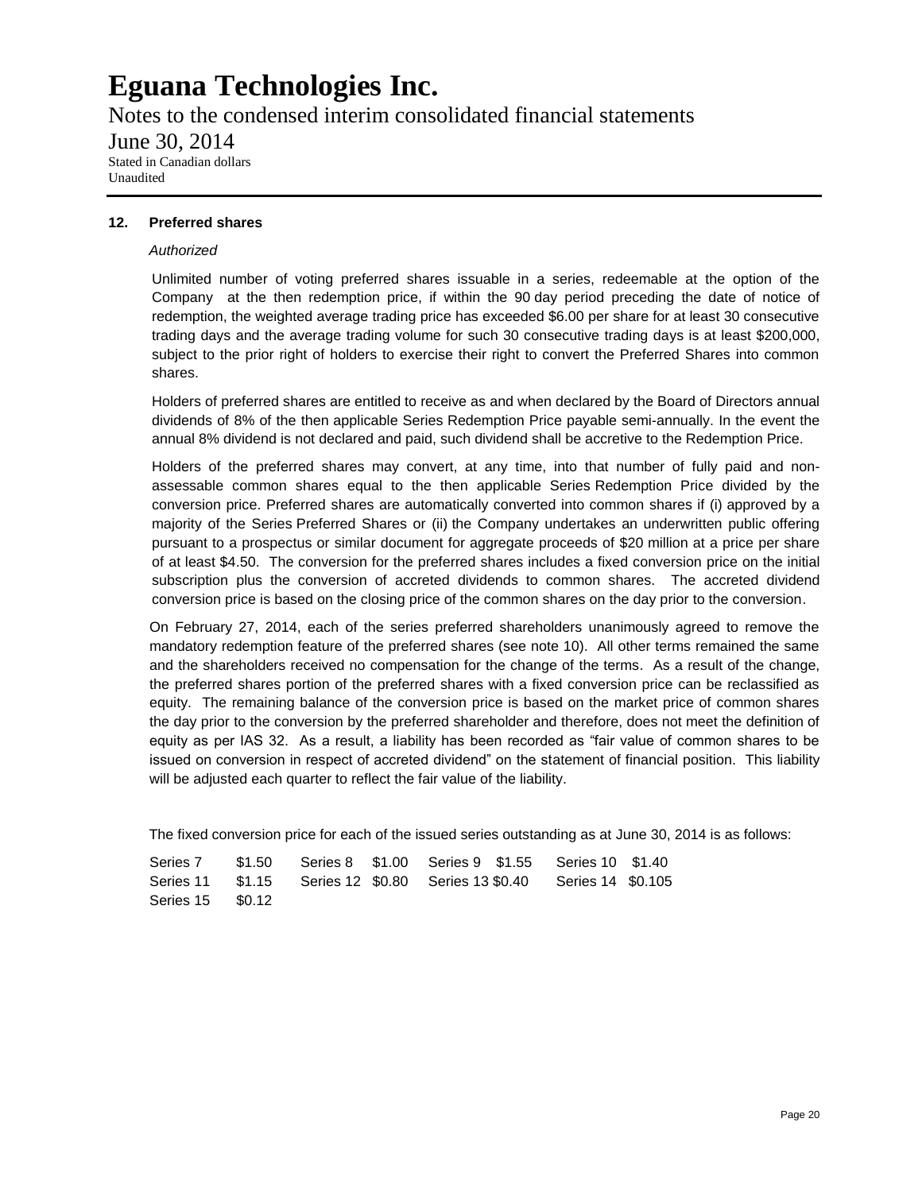# Eguana Technologies Inc.

Notes to the condensed interim consolidated financial statements

June 30, 2014

Stated in Canadian dollars
Unaudited

## 12. Preferred shares

*Authorized*

Unlimited number of voting preferred shares issuable in a series, redeemable at the option of the Company at the then redemption price, if within the 90 day period preceding the date of notice of redemption, the weighted average trading price has exceeded $6.00 per share for at least 30 consecutive trading days and the average trading volume for such 30 consecutive trading days is at least $200,000, subject to the prior right of holders to exercise their right to convert the Preferred Shares into common shares.

Holders of preferred shares are entitled to receive as and when declared by the Board of Directors annual dividends of 8% of the then applicable Series Redemption Price payable semi-annually. In the event the annual 8% dividend is not declared and paid, such dividend shall be accretive to the Redemption Price.

Holders of the preferred shares may convert, at any time, into that number of fully paid and non-assessable common shares equal to the then applicable Series Redemption Price divided by the conversion price. Preferred shares are automatically converted into common shares if (i) approved by a majority of the Series Preferred Shares or (ii) the Company undertakes an underwritten public offering pursuant to a prospectus or similar document for aggregate proceeds of $20 million at a price per share of at least $4.50. The conversion for the preferred shares includes a fixed conversion price on the initial subscription plus the conversion of accreted dividends to common shares. The accreted dividend conversion price is based on the closing price of the common shares on the day prior to the conversion.

On February 27, 2014, each of the series preferred shareholders unanimously agreed to remove the mandatory redemption feature of the preferred shares (see note 10). All other terms remained the same and the shareholders received no compensation for the change of the terms. As a result of the change, the preferred shares portion of the preferred shares with a fixed conversion price can be reclassified as equity. The remaining balance of the conversion price is based on the market price of common shares the day prior to the conversion by the preferred shareholder and therefore, does not meet the definition of equity as per IAS 32. As a result, a liability has been recorded as "fair value of common shares to be issued on conversion in respect of accreted dividend" on the statement of financial position. This liability will be adjusted each quarter to reflect the fair value of the liability.

The fixed conversion price for each of the issued series outstanding as at June 30, 2014 is as follows:

| | | | | | | | |
|---|---|---|---|---|---|---|---|
| Series 7 | $1.50 | Series 8 | $1.00 | Series 9 | $1.55 | Series 10 | $1.40 |
| Series 11 | $1.15 | Series 12 | $0.80 | Series 13 | $0.40 | Series 14 | $0.105 |
| Series 15 | $0.12 | | | | | | |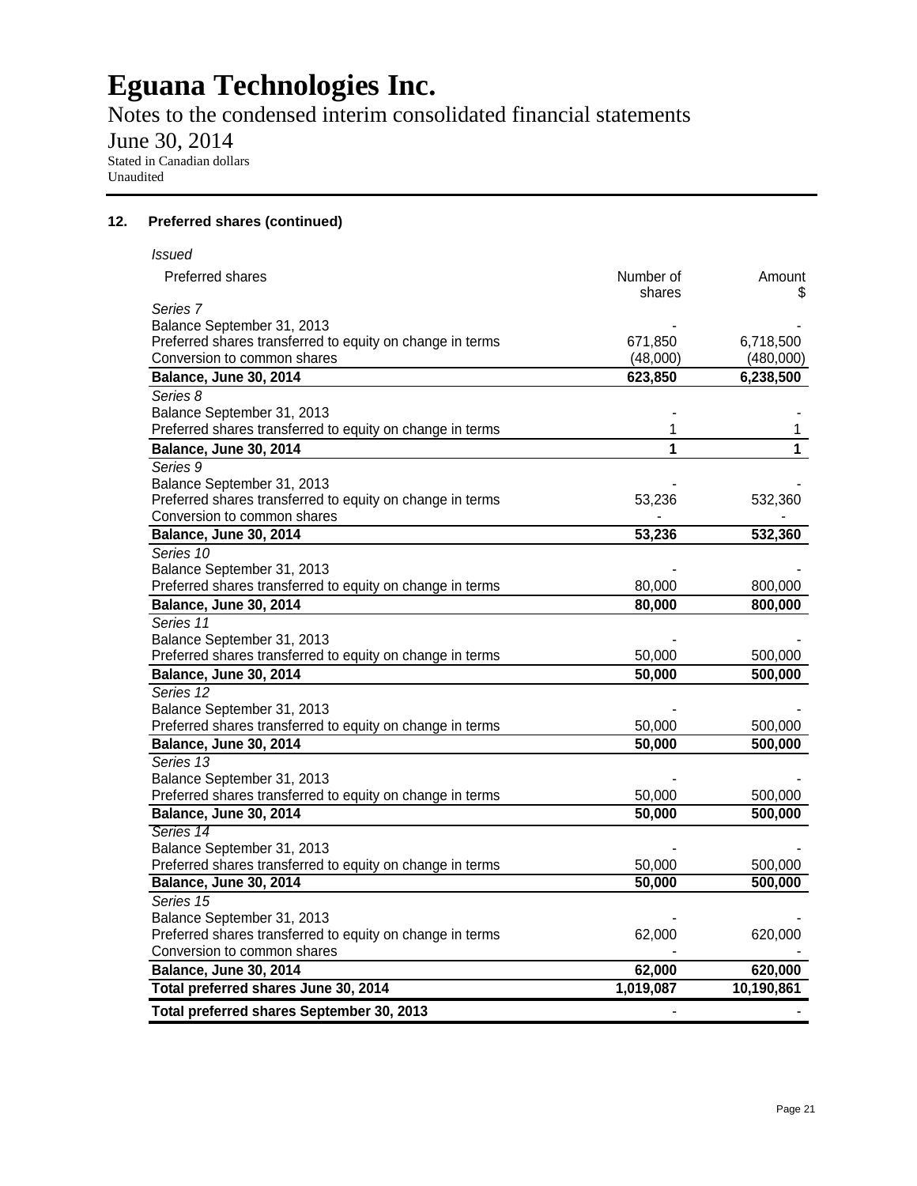# Eguana Technologies Inc.

Notes to the condensed interim consolidated financial statements

June 30, 2014

Stated in Canadian dollars

Unaudited

## 12. Preferred shares (continued)

*Issued*

| Preferred shares | Number of shares | Amount $ |
|---|---|---|
| *Series 7* | | |
| Balance September 31, 2013 | - | - |
| Preferred shares transferred to equity on change in terms | 671,850 | 6,718,500 |
| Conversion to common shares | (48,000) | (480,000) |
| **Balance, June 30, 2014** | **623,850** | **6,238,500** |
| *Series 8* | | |
| Balance September 31, 2013 | - | - |
| Preferred shares transferred to equity on change in terms | 1 | 1 |
| **Balance, June 30, 2014** | **1** | **1** |
| *Series 9* | | |
| Balance September 31, 2013 | - | - |
| Preferred shares transferred to equity on change in terms | 53,236 | 532,360 |
| Conversion to common shares | - | - |
| **Balance, June 30, 2014** | **53,236** | **532,360** |
| *Series 10* | | |
| Balance September 31, 2013 | - | - |
| Preferred shares transferred to equity on change in terms | 80,000 | 800,000 |
| **Balance, June 30, 2014** | **80,000** | **800,000** |
| *Series 11* | | |
| Balance September 31, 2013 | - | - |
| Preferred shares transferred to equity on change in terms | 50,000 | 500,000 |
| **Balance, June 30, 2014** | **50,000** | **500,000** |
| *Series 12* | | |
| Balance September 31, 2013 | - | - |
| Preferred shares transferred to equity on change in terms | 50,000 | 500,000 |
| **Balance, June 30, 2014** | **50,000** | **500,000** |
| *Series 13* | | |
| Balance September 31, 2013 | - | - |
| Preferred shares transferred to equity on change in terms | 50,000 | 500,000 |
| **Balance, June 30, 2014** | **50,000** | **500,000** |
| *Series 14* | | |
| Balance September 31, 2013 | - | - |
| Preferred shares transferred to equity on change in terms | 50,000 | 500,000 |
| **Balance, June 30, 2014** | **50,000** | **500,000** |
| *Series 15* | | |
| Balance September 31, 2013 | - | - |
| Preferred shares transferred to equity on change in terms | 62,000 | 620,000 |
| Conversion to common shares | - | - |
| **Balance, June 30, 2014** | **62,000** | **620,000** |
| **Total preferred shares June 30, 2014** | **1,019,087** | **10,190,861** |
| **Total preferred shares September 30, 2013** | - | - |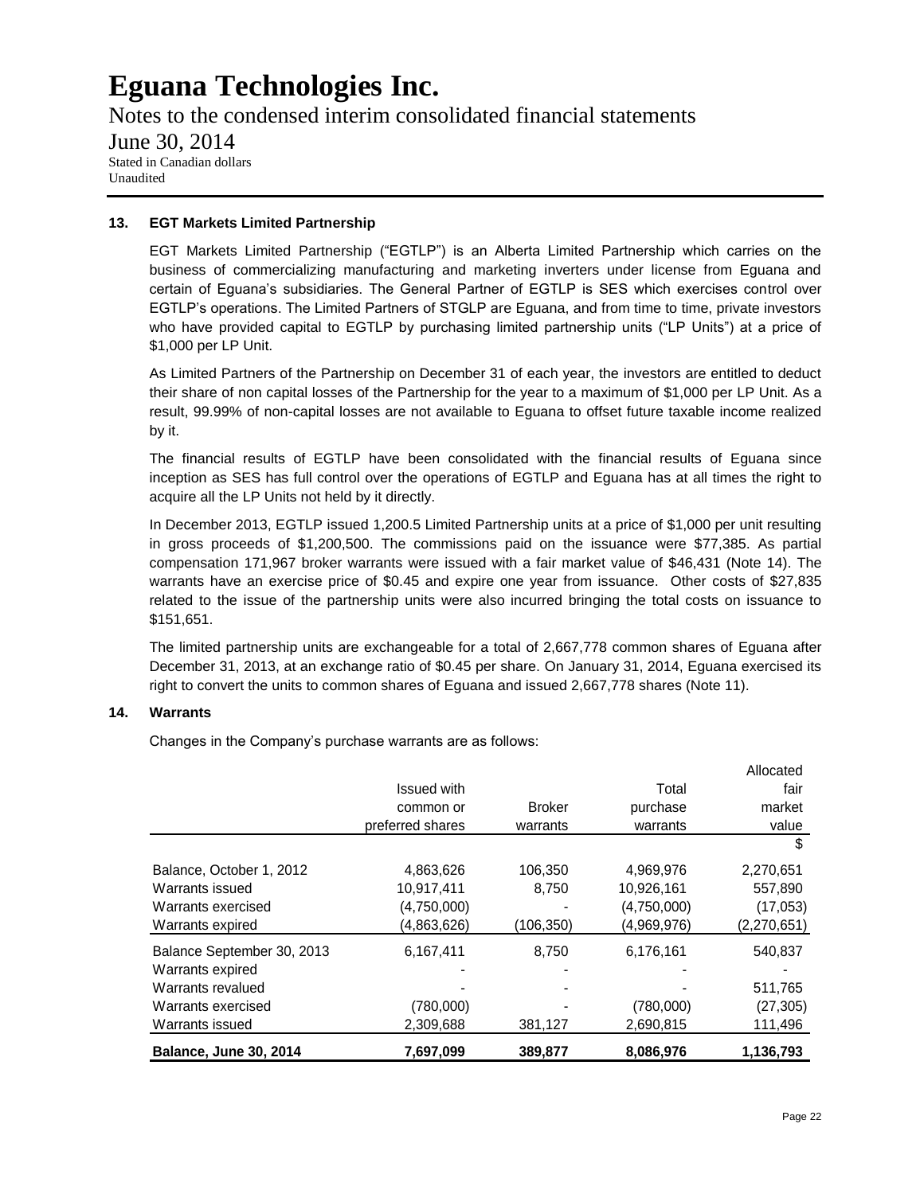## 13. EGT Markets Limited Partnership

EGT Markets Limited Partnership ("EGTLP") is an Alberta Limited Partnership which carries on the business of commercializing manufacturing and marketing inverters under license from Eguana and certain of Eguana's subsidiaries. The General Partner of EGTLP is SES which exercises control over EGTLP's operations. The Limited Partners of STGLP are Eguana, and from time to time, private investors who have provided capital to EGTLP by purchasing limited partnership units ("LP Units") at a price of $1,000 per LP Unit.

As Limited Partners of the Partnership on December 31 of each year, the investors are entitled to deduct their share of non capital losses of the Partnership for the year to a maximum of $1,000 per LP Unit. As a result, 99.99% of non-capital losses are not available to Eguana to offset future taxable income realized by it.

The financial results of EGTLP have been consolidated with the financial results of Eguana since inception as SES has full control over the operations of EGTLP and Eguana has at all times the right to acquire all the LP Units not held by it directly.

In December 2013, EGTLP issued 1,200.5 Limited Partnership units at a price of $1,000 per unit resulting in gross proceeds of $1,200,500. The commissions paid on the issuance were $77,385. As partial compensation 171,967 broker warrants were issued with a fair market value of $46,431 (Note 14). The warrants have an exercise price of $0.45 and expire one year from issuance. Other costs of $27,835 related to the issue of the partnership units were also incurred bringing the total costs on issuance to $151,651.

The limited partnership units are exchangeable for a total of 2,667,778 common shares of Eguana after December 31, 2013, at an exchange ratio of $0.45 per share. On January 31, 2014, Eguana exercised its right to convert the units to common shares of Eguana and issued 2,667,778 shares (Note 11).

## 14. Warrants

Changes in the Company's purchase warrants are as follows:

| | Issued with common or preferred shares | Broker warrants | Total purchase warrants | Allocated fair market value |
|---|---|---|---|---|
| | | | | $ |
| Balance, October 1, 2012 | 4,863,626 | 106,350 | 4,969,976 | 2,270,651 |
| Warrants issued | 10,917,411 | 8,750 | 10,926,161 | 557,890 |
| Warrants exercised | (4,750,000) | - | (4,750,000) | (17,053) |
| Warrants expired | (4,863,626) | (106,350) | (4,969,976) | (2,270,651) |
| Balance September 30, 2013 | 6,167,411 | 8,750 | 6,176,161 | 540,837 |
| Warrants expired | - | - | - | - |
| Warrants revalued | - | - | - | 511,765 |
| Warrants exercised | (780,000) | - | (780,000) | (27,305) |
| Warrants issued | 2,309,688 | 381,127 | 2,690,815 | 111,496 |
| **Balance, June 30, 2014** | **7,697,099** | **389,877** | **8,086,976** | **1,136,793** |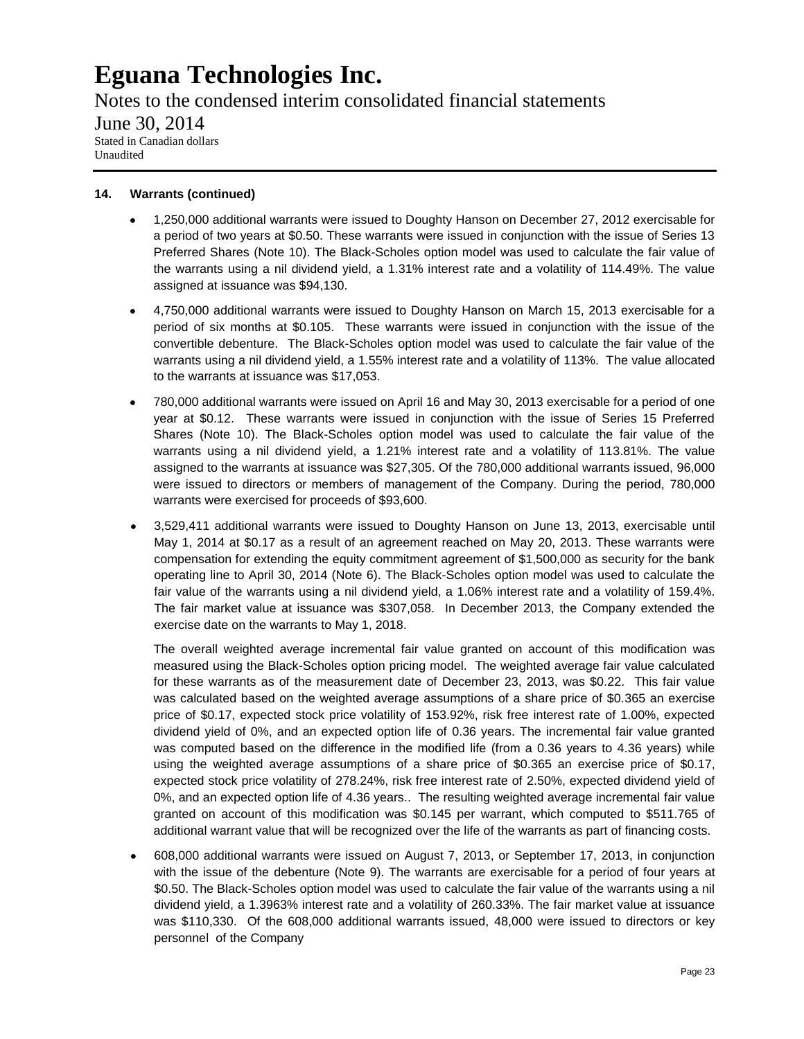**14. Warrants (continued)**

- 1,250,000 additional warrants were issued to Doughty Hanson on December 27, 2012 exercisable for a period of two years at $0.50. These warrants were issued in conjunction with the issue of Series 13 Preferred Shares (Note 10). The Black-Scholes option model was used to calculate the fair value of the warrants using a nil dividend yield, a 1.31% interest rate and a volatility of 114.49%. The value assigned at issuance was $94,130.

- 4,750,000 additional warrants were issued to Doughty Hanson on March 15, 2013 exercisable for a period of six months at $0.105. These warrants were issued in conjunction with the issue of the convertible debenture. The Black-Scholes option model was used to calculate the fair value of the warrants using a nil dividend yield, a 1.55% interest rate and a volatility of 113%. The value allocated to the warrants at issuance was $17,053.

- 780,000 additional warrants were issued on April 16 and May 30, 2013 exercisable for a period of one year at $0.12. These warrants were issued in conjunction with the issue of Series 15 Preferred Shares (Note 10). The Black-Scholes option model was used to calculate the fair value of the warrants using a nil dividend yield, a 1.21% interest rate and a volatility of 113.81%. The value assigned to the warrants at issuance was $27,305. Of the 780,000 additional warrants issued, 96,000 were issued to directors or members of management of the Company. During the period, 780,000 warrants were exercised for proceeds of $93,600.

- 3,529,411 additional warrants were issued to Doughty Hanson on June 13, 2013, exercisable until May 1, 2014 at $0.17 as a result of an agreement reached on May 20, 2013. These warrants were compensation for extending the equity commitment agreement of $1,500,000 as security for the bank operating line to April 30, 2014 (Note 6). The Black-Scholes option model was used to calculate the fair value of the warrants using a nil dividend yield, a 1.06% interest rate and a volatility of 159.4%. The fair market value at issuance was $307,058. In December 2013, the Company extended the exercise date on the warrants to May 1, 2018.

  The overall weighted average incremental fair value granted on account of this modification was measured using the Black-Scholes option pricing model. The weighted average fair value calculated for these warrants as of the measurement date of December 23, 2013, was $0.22. This fair value was calculated based on the weighted average assumptions of a share price of $0.365 an exercise price of $0.17, expected stock price volatility of 153.92%, risk free interest rate of 1.00%, expected dividend yield of 0%, and an expected option life of 0.36 years. The incremental fair value granted was computed based on the difference in the modified life (from a 0.36 years to 4.36 years) while using the weighted average assumptions of a share price of $0.365 an exercise price of $0.17, expected stock price volatility of 278.24%, risk free interest rate of 2.50%, expected dividend yield of 0%, and an expected option life of 4.36 years.. The resulting weighted average incremental fair value granted on account of this modification was $0.145 per warrant, which computed to $511.765 of additional warrant value that will be recognized over the life of the warrants as part of financing costs.

- 608,000 additional warrants were issued on August 7, 2013, or September 17, 2013, in conjunction with the issue of the debenture (Note 9). The warrants are exercisable for a period of four years at $0.50. The Black-Scholes option model was used to calculate the fair value of the warrants using a nil dividend yield, a 1.3963% interest rate and a volatility of 260.33%. The fair market value at issuance was $110,330. Of the 608,000 additional warrants issued, 48,000 were issued to directors or key personnel of the Company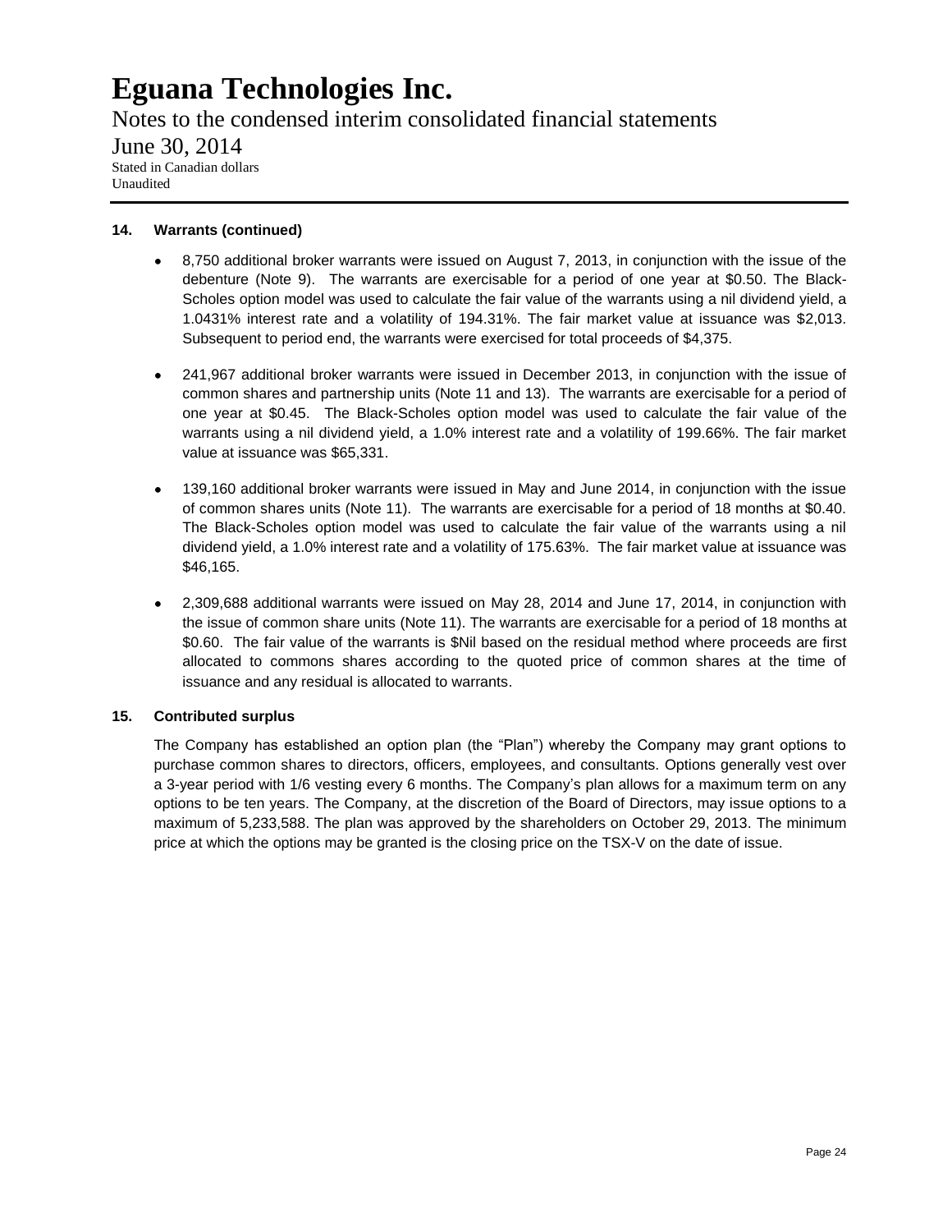### 14. Warrants (continued)

- 8,750 additional broker warrants were issued on August 7, 2013, in conjunction with the issue of the debenture (Note 9). The warrants are exercisable for a period of one year at $0.50. The Black-Scholes option model was used to calculate the fair value of the warrants using a nil dividend yield, a 1.0431% interest rate and a volatility of 194.31%. The fair market value at issuance was $2,013. Subsequent to period end, the warrants were exercised for total proceeds of $4,375.

- 241,967 additional broker warrants were issued in December 2013, in conjunction with the issue of common shares and partnership units (Note 11 and 13). The warrants are exercisable for a period of one year at $0.45. The Black-Scholes option model was used to calculate the fair value of the warrants using a nil dividend yield, a 1.0% interest rate and a volatility of 199.66%. The fair market value at issuance was $65,331.

- 139,160 additional broker warrants were issued in May and June 2014, in conjunction with the issue of common shares units (Note 11). The warrants are exercisable for a period of 18 months at $0.40. The Black-Scholes option model was used to calculate the fair value of the warrants using a nil dividend yield, a 1.0% interest rate and a volatility of 175.63%. The fair market value at issuance was $46,165.

- 2,309,688 additional warrants were issued on May 28, 2014 and June 17, 2014, in conjunction with the issue of common share units (Note 11). The warrants are exercisable for a period of 18 months at $0.60. The fair value of the warrants is $Nil based on the residual method where proceeds are first allocated to commons shares according to the quoted price of common shares at the time of issuance and any residual is allocated to warrants.

### 15. Contributed surplus

The Company has established an option plan (the "Plan") whereby the Company may grant options to purchase common shares to directors, officers, employees, and consultants. Options generally vest over a 3-year period with 1/6 vesting every 6 months. The Company's plan allows for a maximum term on any options to be ten years. The Company, at the discretion of the Board of Directors, may issue options to a maximum of 5,233,588. The plan was approved by the shareholders on October 29, 2013. The minimum price at which the options may be granted is the closing price on the TSX-V on the date of issue.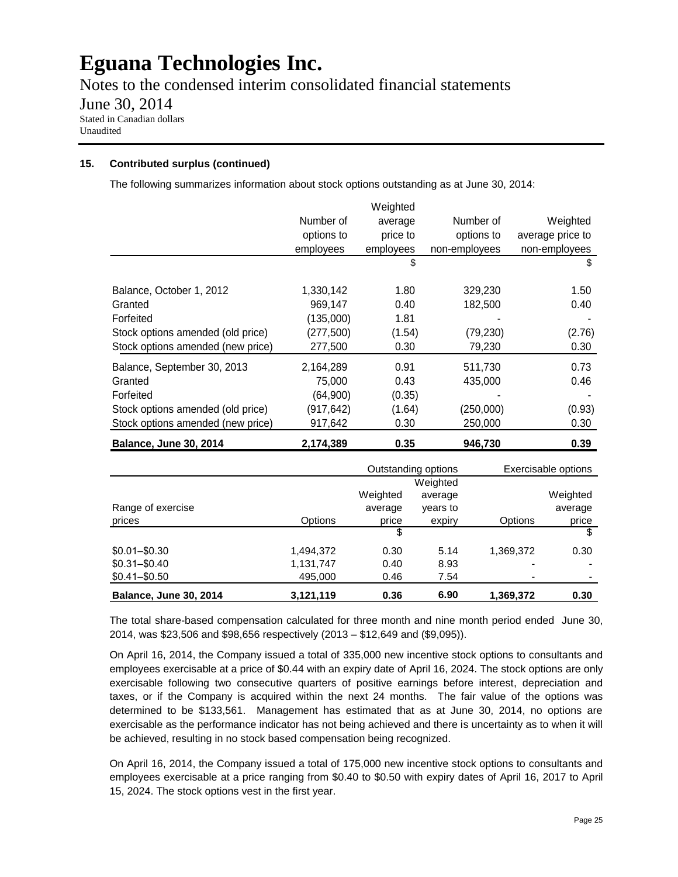# Eguana Technologies Inc.

Notes to the condensed interim consolidated financial statements

June 30, 2014

Stated in Canadian dollars

Unaudited

**15. Contributed surplus (continued)**

The following summarizes information about stock options outstanding as at June 30, 2014:

| | Number of options to employees | Weighted average price to employees | Number of options to non-employees | Weighted average price to non-employees |
|---|---|---|---|---|
| | | $ | | $ |
| Balance, October 1, 2012 | 1,330,142 | 1.80 | 329,230 | 1.50 |
| Granted | 969,147 | 0.40 | 182,500 | 0.40 |
| Forfeited | (135,000) | 1.81 | - | - |
| Stock options amended (old price) | (277,500) | (1.54) | (79,230) | (2.76) |
| Stock options amended (new price) | 277,500 | 0.30 | 79,230 | 0.30 |
| Balance, September 30, 2013 | 2,164,289 | 0.91 | 511,730 | 0.73 |
| Granted | 75,000 | 0.43 | 435,000 | 0.46 |
| Forfeited | (64,900) | (0.35) | - | - |
| Stock options amended (old price) | (917,642) | (1.64) | (250,000) | (0.93) |
| Stock options amended (new price) | 917,642 | 0.30 | 250,000 | 0.30 |
| **Balance, June 30, 2014** | **2,174,389** | **0.35** | **946,730** | **0.39** |

| | Outstanding options | | | Exercisable options | |
|---|---|---|---|---|---|
| Range of exercise prices | Options | Weighted average price | Weighted average years to expiry | Options | Weighted average price |
| | | $ | | | $ |
| $0.01–$0.30 | 1,494,372 | 0.30 | 5.14 | 1,369,372 | 0.30 |
| $0.31–$0.40 | 1,131,747 | 0.40 | 8.93 | - | - |
| $0.41–$0.50 | 495,000 | 0.46 | 7.54 | - | - |
| **Balance, June 30, 2014** | **3,121,119** | **0.36** | **6.90** | **1,369,372** | **0.30** |

The total share-based compensation calculated for three month and nine month period ended June 30, 2014, was $23,506 and $98,656 respectively (2013 – $12,649 and ($9,095)).

On April 16, 2014, the Company issued a total of 335,000 new incentive stock options to consultants and employees exercisable at a price of $0.44 with an expiry date of April 16, 2024. The stock options are only exercisable following two consecutive quarters of positive earnings before interest, depreciation and taxes, or if the Company is acquired within the next 24 months. The fair value of the options was determined to be $133,561. Management has estimated that as at June 30, 2014, no options are exercisable as the performance indicator has not being achieved and there is uncertainty as to when it will be achieved, resulting in no stock based compensation being recognized.

On April 16, 2014, the Company issued a total of 175,000 new incentive stock options to consultants and employees exercisable at a price ranging from $0.40 to $0.50 with expiry dates of April 16, 2017 to April 15, 2024. The stock options vest in the first year.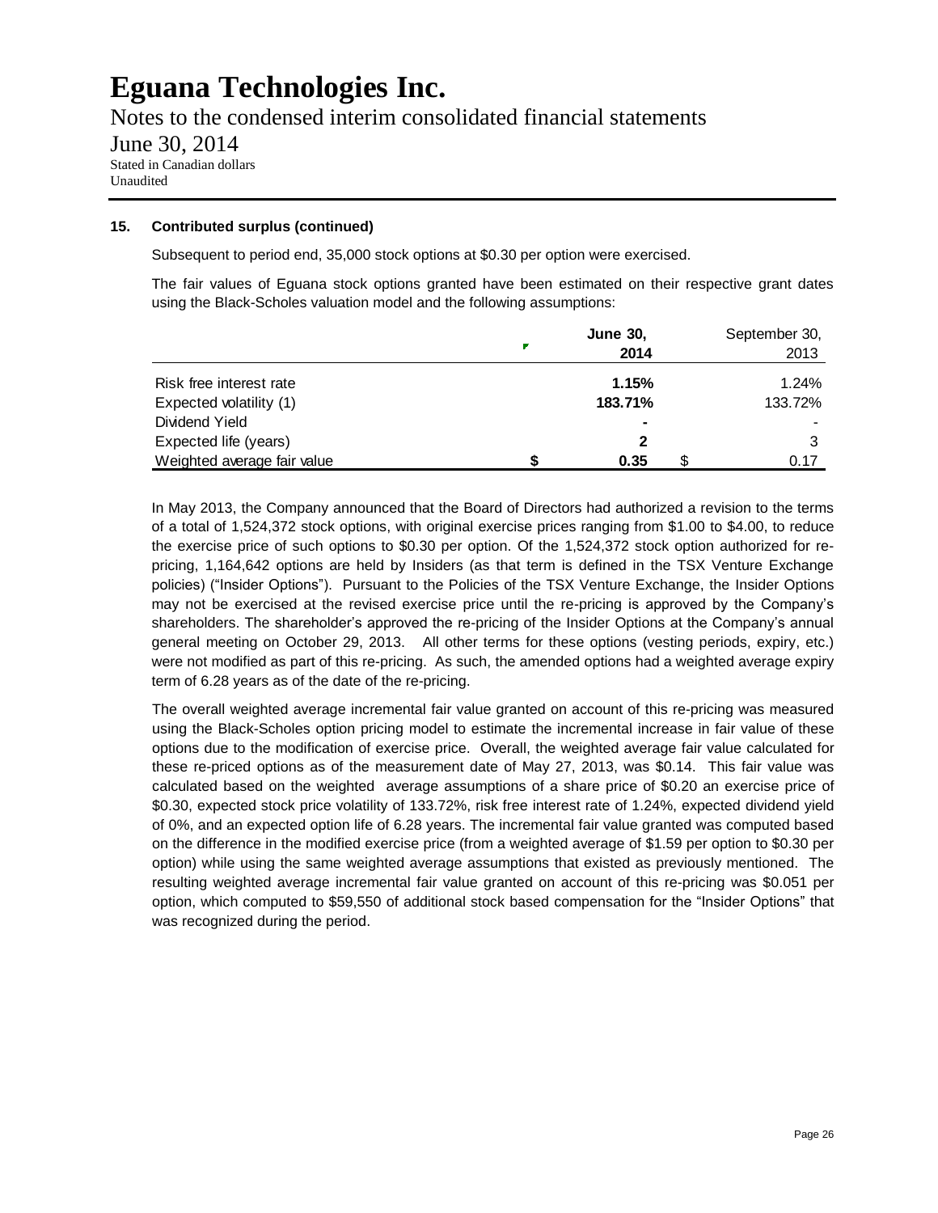# Eguana Technologies Inc.

Notes to the condensed interim consolidated financial statements

June 30, 2014

Stated in Canadian dollars
Unaudited

**15. Contributed surplus (continued)**

Subsequent to period end, 35,000 stock options at $0.30 per option were exercised.

The fair values of Eguana stock options granted have been estimated on their respective grant dates using the Black-Scholes valuation model and the following assumptions:

| | **June 30, 2014** | September 30, 2013 |
|---|---|---|
| Risk free interest rate | **1.15%** | 1.24% |
| Expected volatility (1) | **183.71%** | 133.72% |
| Dividend Yield | **-** | - |
| Expected life (years) | **2** | 3 |
| Weighted average fair value | **$ 0.35** | $ 0.17 |

In May 2013, the Company announced that the Board of Directors had authorized a revision to the terms of a total of 1,524,372 stock options, with original exercise prices ranging from $1.00 to $4.00, to reduce the exercise price of such options to $0.30 per option. Of the 1,524,372 stock option authorized for re-pricing, 1,164,642 options are held by Insiders (as that term is defined in the TSX Venture Exchange policies) ("Insider Options"). Pursuant to the Policies of the TSX Venture Exchange, the Insider Options may not be exercised at the revised exercise price until the re-pricing is approved by the Company's shareholders. The shareholder's approved the re-pricing of the Insider Options at the Company's annual general meeting on October 29, 2013. All other terms for these options (vesting periods, expiry, etc.) were not modified as part of this re-pricing. As such, the amended options had a weighted average expiry term of 6.28 years as of the date of the re-pricing.

The overall weighted average incremental fair value granted on account of this re-pricing was measured using the Black-Scholes option pricing model to estimate the incremental increase in fair value of these options due to the modification of exercise price. Overall, the weighted average fair value calculated for these re-priced options as of the measurement date of May 27, 2013, was $0.14. This fair value was calculated based on the weighted average assumptions of a share price of $0.20 an exercise price of $0.30, expected stock price volatility of 133.72%, risk free interest rate of 1.24%, expected dividend yield of 0%, and an expected option life of 6.28 years. The incremental fair value granted was computed based on the difference in the modified exercise price (from a weighted average of $1.59 per option to $0.30 per option) while using the same weighted average assumptions that existed as previously mentioned. The resulting weighted average incremental fair value granted on account of this re-pricing was $0.051 per option, which computed to $59,550 of additional stock based compensation for the "Insider Options" that was recognized during the period.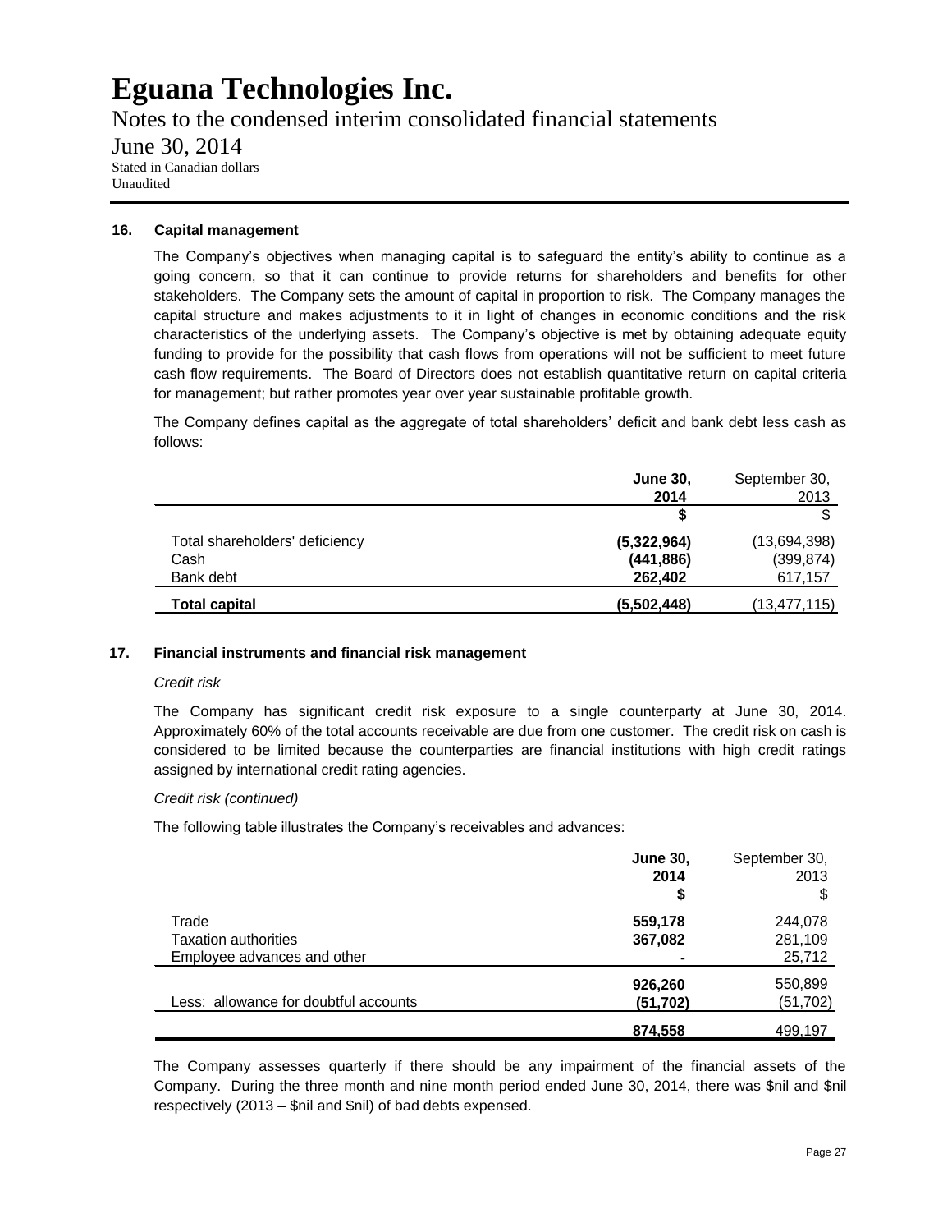# Eguana Technologies Inc.

Notes to the condensed interim consolidated financial statements

June 30, 2014

Stated in Canadian dollars

Unaudited

## 16. Capital management

The Company's objectives when managing capital is to safeguard the entity's ability to continue as a going concern, so that it can continue to provide returns for shareholders and benefits for other stakeholders. The Company sets the amount of capital in proportion to risk. The Company manages the capital structure and makes adjustments to it in light of changes in economic conditions and the risk characteristics of the underlying assets. The Company's objective is met by obtaining adequate equity funding to provide for the possibility that cash flows from operations will not be sufficient to meet future cash flow requirements. The Board of Directors does not establish quantitative return on capital criteria for management; but rather promotes year over year sustainable profitable growth.

The Company defines capital as the aggregate of total shareholders' deficit and bank debt less cash as follows:

| | **June 30, 2014** | September 30, 2013 |
|---|---|---|
| | **$** | $ |
| Total shareholders' deficiency | **(5,322,964)** | (13,694,398) |
| Cash | **(441,886)** | (399,874) |
| Bank debt | **262,402** | 617,157 |
| **Total capital** | **(5,502,448)** | (13,477,115) |

## 17. Financial instruments and financial risk management

*Credit risk*

The Company has significant credit risk exposure to a single counterparty at June 30, 2014. Approximately 60% of the total accounts receivable are due from one customer. The credit risk on cash is considered to be limited because the counterparties are financial institutions with high credit ratings assigned by international credit rating agencies.

*Credit risk (continued)*

The following table illustrates the Company's receivables and advances:

| | **June 30, 2014** | September 30, 2013 |
|---|---|---|
| | **$** | $ |
| Trade | **559,178** | 244,078 |
| Taxation authorities | **367,082** | 281,109 |
| Employee advances and other | **-** | 25,712 |
| | **926,260** | 550,899 |
| Less: allowance for doubtful accounts | **(51,702)** | (51,702) |
| | **874,558** | 499,197 |

The Company assesses quarterly if there should be any impairment of the financial assets of the Company. During the three month and nine month period ended June 30, 2014, there was $nil and $nil respectively (2013 – $nil and $nil) of bad debts expensed.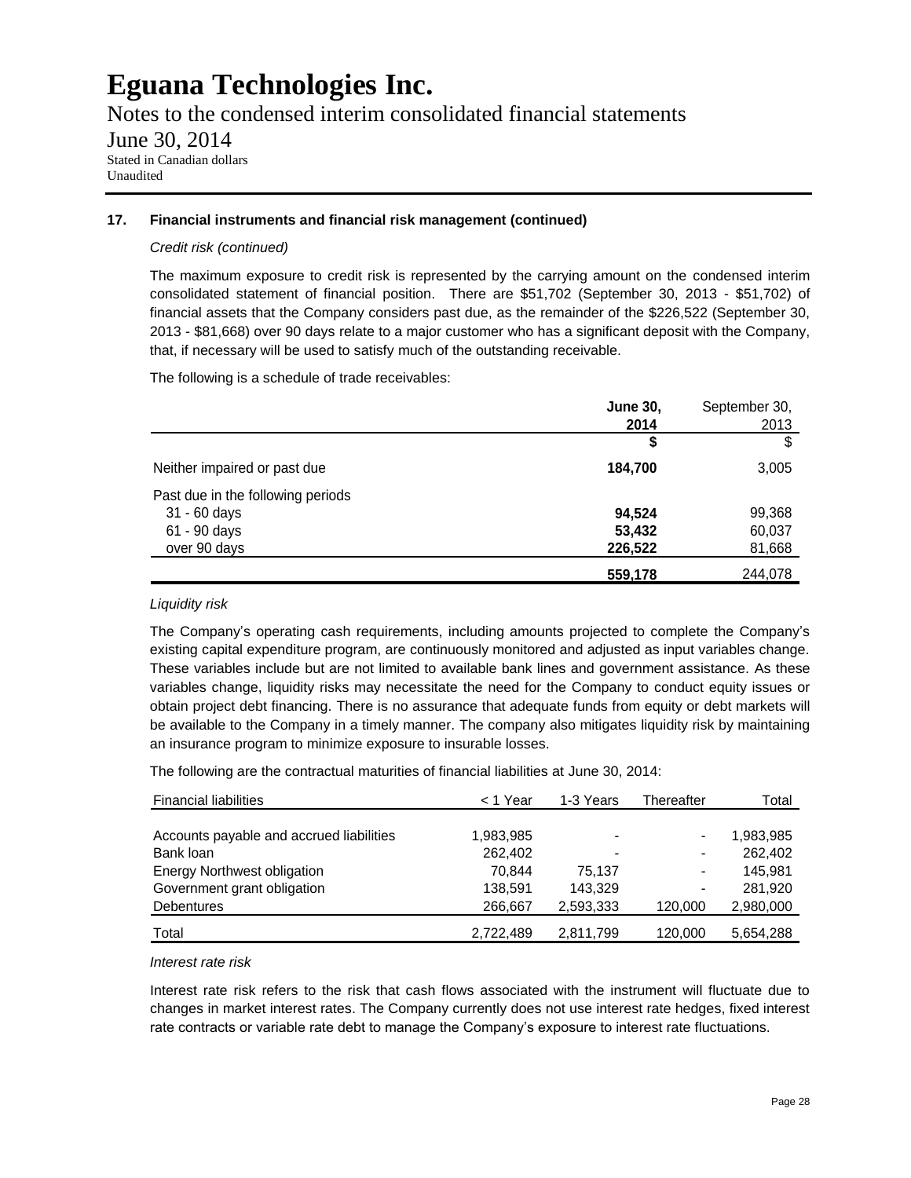# Eguana Technologies Inc.

Notes to the condensed interim consolidated financial statements

June 30, 2014

Stated in Canadian dollars
Unaudited

**17. Financial instruments and financial risk management (continued)**

*Credit risk (continued)*

The maximum exposure to credit risk is represented by the carrying amount on the condensed interim consolidated statement of financial position. There are $51,702 (September 30, 2013 - $51,702) of financial assets that the Company considers past due, as the remainder of the $226,522 (September 30, 2013 - $81,668) over 90 days relate to a major customer who has a significant deposit with the Company, that, if necessary will be used to satisfy much of the outstanding receivable.

The following is a schedule of trade receivables:

| | **June 30, 2014** | September 30, 2013 |
|---|---|---|
| | **$** | $ |
| Neither impaired or past due | **184,700** | 3,005 |
| Past due in the following periods | | |
| 31 - 60 days | **94,524** | 99,368 |
| 61 - 90 days | **53,432** | 60,037 |
| over 90 days | **226,522** | 81,668 |
| | **559,178** | 244,078 |

*Liquidity risk*

The Company's operating cash requirements, including amounts projected to complete the Company's existing capital expenditure program, are continuously monitored and adjusted as input variables change. These variables include but are not limited to available bank lines and government assistance. As these variables change, liquidity risks may necessitate the need for the Company to conduct equity issues or obtain project debt financing. There is no assurance that adequate funds from equity or debt markets will be available to the Company in a timely manner. The company also mitigates liquidity risk by maintaining an insurance program to minimize exposure to insurable losses.

The following are the contractual maturities of financial liabilities at June 30, 2014:

| Financial liabilities | < 1 Year | 1-3 Years | Thereafter | Total |
|---|---|---|---|---|
| Accounts payable and accrued liabilities | 1,983,985 | - | - | 1,983,985 |
| Bank loan | 262,402 | - | - | 262,402 |
| Energy Northwest obligation | 70,844 | 75,137 | - | 145,981 |
| Government grant obligation | 138,591 | 143,329 | - | 281,920 |
| Debentures | 266,667 | 2,593,333 | 120,000 | 2,980,000 |
| Total | 2,722,489 | 2,811,799 | 120,000 | 5,654,288 |

*Interest rate risk*

Interest rate risk refers to the risk that cash flows associated with the instrument will fluctuate due to changes in market interest rates. The Company currently does not use interest rate hedges, fixed interest rate contracts or variable rate debt to manage the Company's exposure to interest rate fluctuations.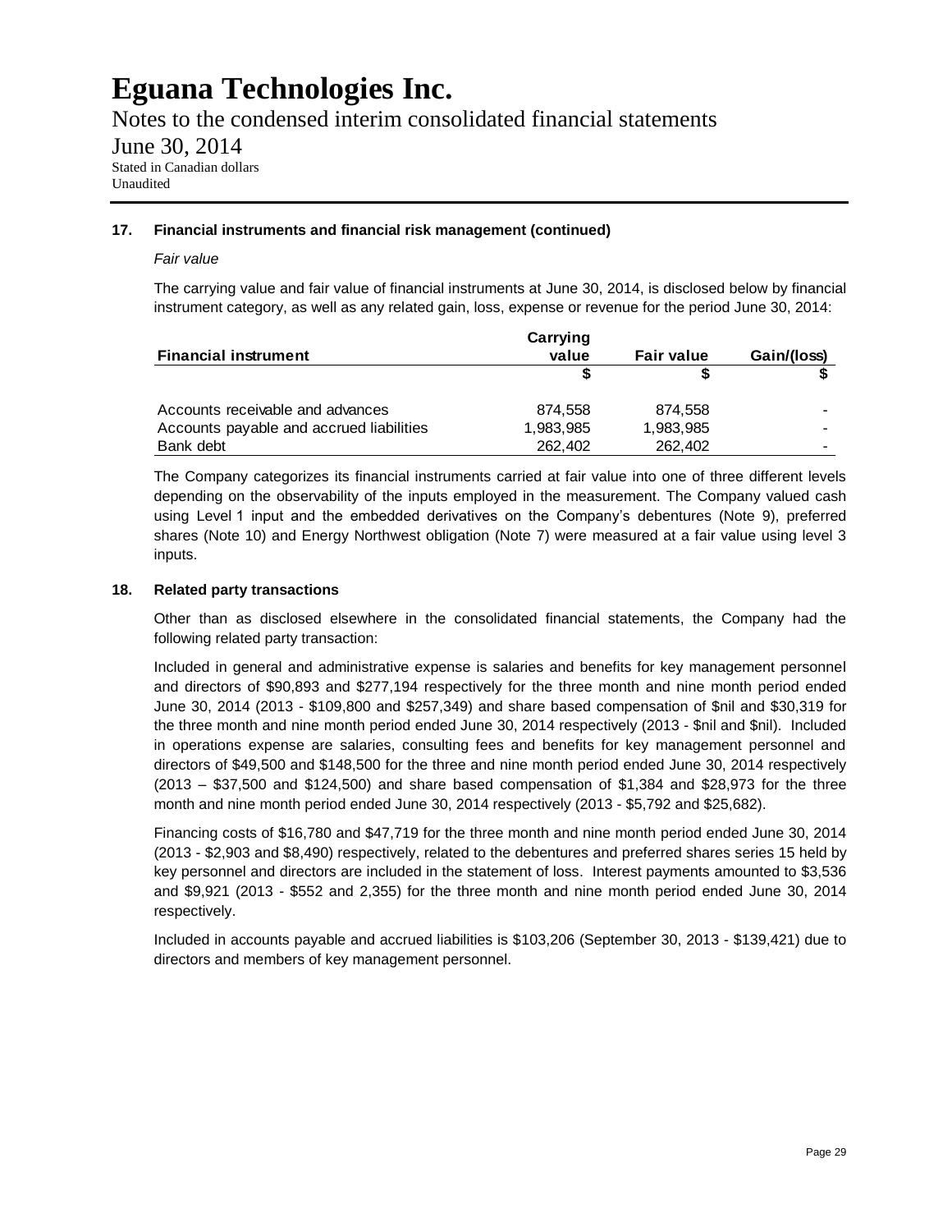# Eguana Technologies Inc.

Notes to the condensed interim consolidated financial statements

June 30, 2014

Stated in Canadian dollars
Unaudited

**17. Financial instruments and financial risk management (continued)**

*Fair value*

The carrying value and fair value of financial instruments at June 30, 2014, is disclosed below by financial instrument category, as well as any related gain, loss, expense or revenue for the period June 30, 2014:

| Financial instrument | Carrying value | Fair value | Gain/(loss) |
|---|---|---|---|
| | $ | $ | $ |
| Accounts receivable and advances | 874,558 | 874,558 | - |
| Accounts payable and accrued liabilities | 1,983,985 | 1,983,985 | - |
| Bank debt | 262,402 | 262,402 | - |

The Company categorizes its financial instruments carried at fair value into one of three different levels depending on the observability of the inputs employed in the measurement. The Company valued cash using Level 1 input and the embedded derivatives on the Company's debentures (Note 9), preferred shares (Note 10) and Energy Northwest obligation (Note 7) were measured at a fair value using level 3 inputs.

**18. Related party transactions**

Other than as disclosed elsewhere in the consolidated financial statements, the Company had the following related party transaction:

Included in general and administrative expense is salaries and benefits for key management personnel and directors of $90,893 and $277,194 respectively for the three month and nine month period ended June 30, 2014 (2013 - $109,800 and $257,349) and share based compensation of $nil and $30,319 for the three month and nine month period ended June 30, 2014 respectively (2013 - $nil and $nil). Included in operations expense are salaries, consulting fees and benefits for key management personnel and directors of $49,500 and $148,500 for the three and nine month period ended June 30, 2014 respectively (2013 – $37,500 and $124,500) and share based compensation of $1,384 and $28,973 for the three month and nine month period ended June 30, 2014 respectively (2013 - $5,792 and $25,682).

Financing costs of $16,780 and $47,719 for the three month and nine month period ended June 30, 2014 (2013 - $2,903 and $8,490) respectively, related to the debentures and preferred shares series 15 held by key personnel and directors are included in the statement of loss. Interest payments amounted to $3,536 and $9,921 (2013 - $552 and 2,355) for the three month and nine month period ended June 30, 2014 respectively.

Included in accounts payable and accrued liabilities is $103,206 (September 30, 2013 - $139,421) due to directors and members of key management personnel.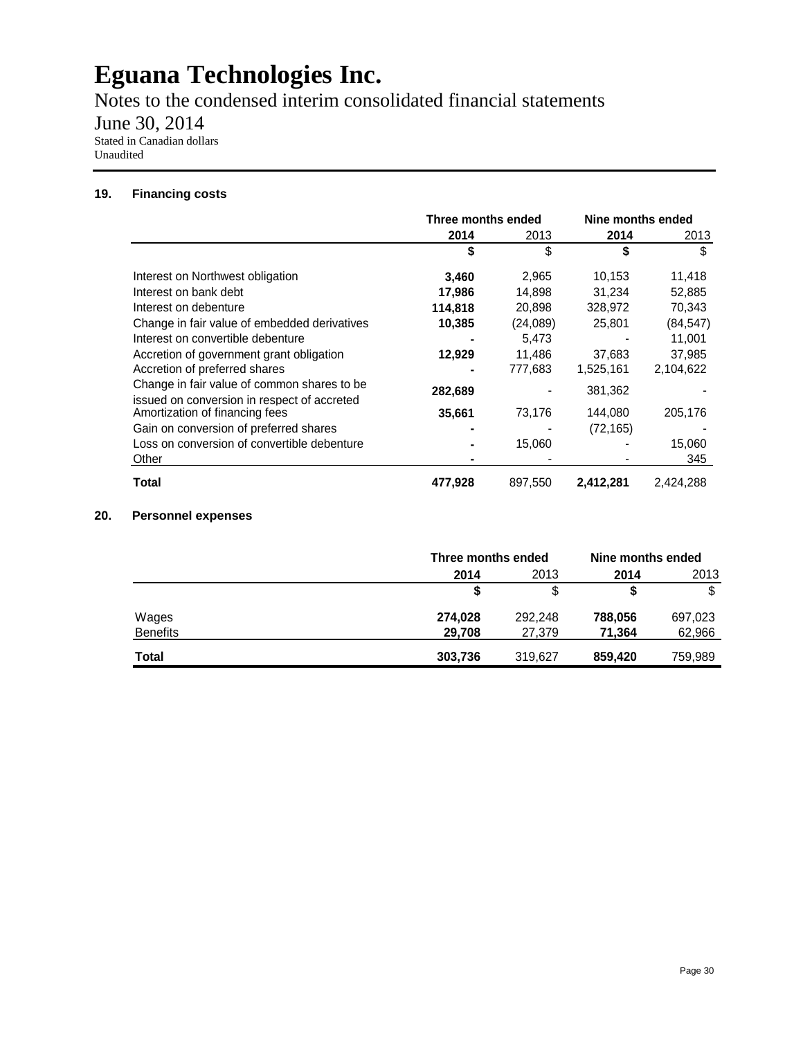# Eguana Technologies Inc.

Notes to the condensed interim consolidated financial statements

June 30, 2014

Stated in Canadian dollars
Unaudited

## 19. Financing costs

| | Three months ended | | Nine months ended | |
|---|---|---|---|---|
| | **2014** | 2013 | **2014** | 2013 |
| | **$** | $ | **$** | $ |
| Interest on Northwest obligation | **3,460** | 2,965 | 10,153 | 11,418 |
| Interest on bank debt | **17,986** | 14,898 | 31,234 | 52,885 |
| Interest on debenture | **114,818** | 20,898 | 328,972 | 70,343 |
| Change in fair value of embedded derivatives | **10,385** | (24,089) | 25,801 | (84,547) |
| Interest on convertible debenture | **-** | 5,473 | - | 11,001 |
| Accretion of government grant obligation | **12,929** | 11,486 | 37,683 | 37,985 |
| Accretion of preferred shares | **-** | 777,683 | 1,525,161 | 2,104,622 |
| Change in fair value of common shares to be issued on conversion in respect of accreted | **282,689** | - | 381,362 | - |
| Amortization of financing fees | **35,661** | 73,176 | 144,080 | 205,176 |
| Gain on conversion of preferred shares | **-** | - | (72,165) | - |
| Loss on conversion of convertible debenture | **-** | 15,060 | - | 15,060 |
| Other | **-** | - | - | 345 |
| **Total** | **477,928** | 897,550 | **2,412,281** | 2,424,288 |

## 20. Personnel expenses

| | Three months ended | | Nine months ended | |
|---|---|---|---|---|
| | **2014** | 2013 | **2014** | 2013 |
| | **$** | $ | **$** | $ |
| Wages | **274,028** | 292,248 | **788,056** | 697,023 |
| Benefits | **29,708** | 27,379 | **71,364** | 62,966 |
| **Total** | **303,736** | 319,627 | **859,420** | 759,989 |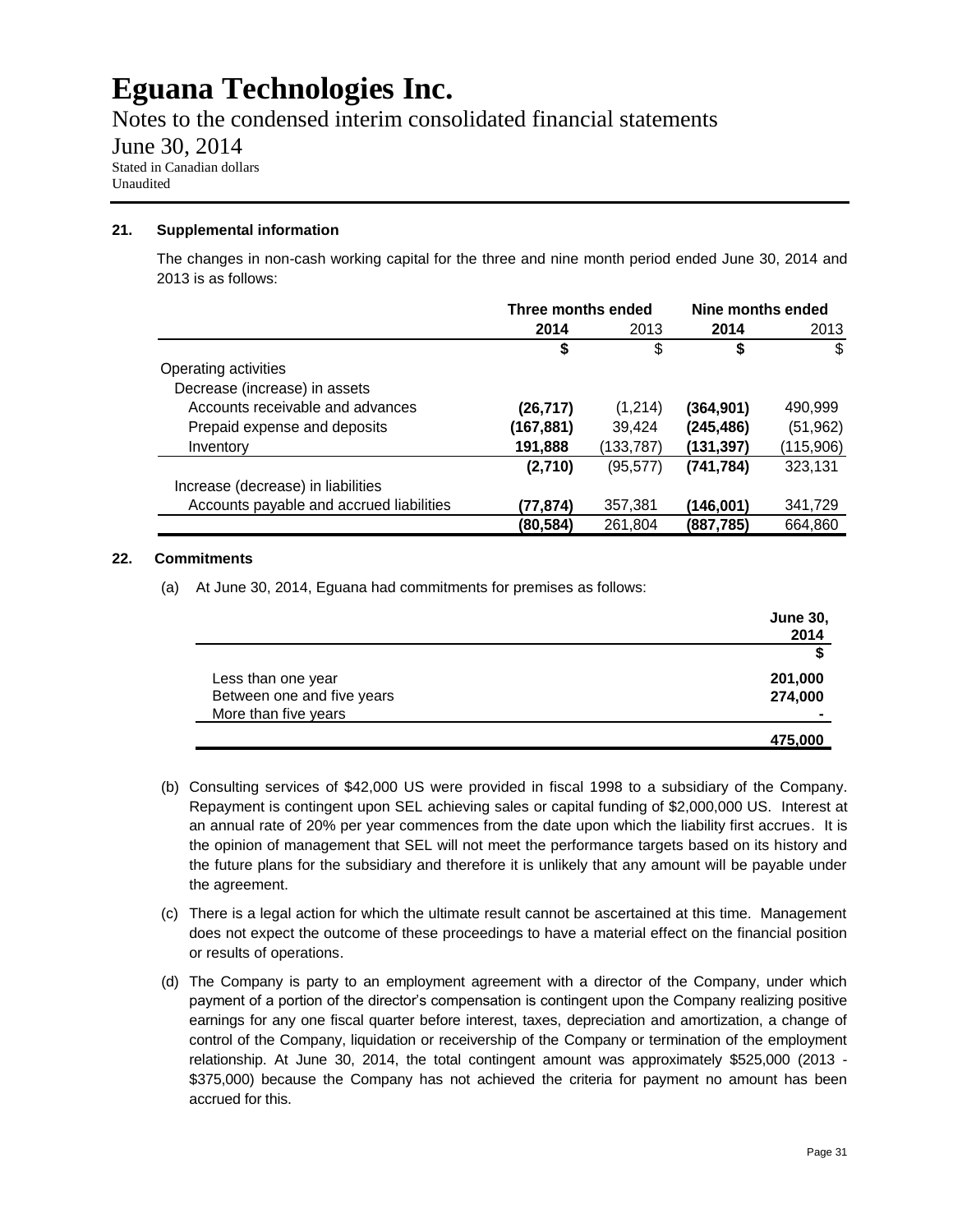# Eguana Technologies Inc.

Notes to the condensed interim consolidated financial statements

June 30, 2014

Stated in Canadian dollars
Unaudited

## 21. Supplemental information

The changes in non-cash working capital for the three and nine month period ended June 30, 2014 and 2013 is as follows:

| | Three months ended | | Nine months ended | |
|---|---|---|---|---|
| | **2014** | 2013 | **2014** | 2013 |
| | **$** | $ | **$** | $ |
| Operating activities | | | | |
| Decrease (increase) in assets | | | | |
| Accounts receivable and advances | **(26,717)** | (1,214) | **(364,901)** | 490,999 |
| Prepaid expense and deposits | **(167,881)** | 39,424 | **(245,486)** | (51,962) |
| Inventory | **191,888** | (133,787) | **(131,397)** | (115,906) |
| | **(2,710)** | (95,577) | **(741,784)** | 323,131 |
| Increase (decrease) in liabilities | | | | |
| Accounts payable and accrued liabilities | **(77,874)** | 357,381 | **(146,001)** | 341,729 |
| | **(80,584)** | 261,804 | **(887,785)** | 664,860 |

## 22. Commitments

(a) At June 30, 2014, Eguana had commitments for premises as follows:

| | **June 30, 2014** |
|---|---|
| | **$** |
| Less than one year | **201,000** |
| Between one and five years | **274,000** |
| More than five years | **-** |
| | **475,000** |

(b) Consulting services of $42,000 US were provided in fiscal 1998 to a subsidiary of the Company. Repayment is contingent upon SEL achieving sales or capital funding of $2,000,000 US. Interest at an annual rate of 20% per year commences from the date upon which the liability first accrues. It is the opinion of management that SEL will not meet the performance targets based on its history and the future plans for the subsidiary and therefore it is unlikely that any amount will be payable under the agreement.

(c) There is a legal action for which the ultimate result cannot be ascertained at this time. Management does not expect the outcome of these proceedings to have a material effect on the financial position or results of operations.

(d) The Company is party to an employment agreement with a director of the Company, under which payment of a portion of the director's compensation is contingent upon the Company realizing positive earnings for any one fiscal quarter before interest, taxes, depreciation and amortization, a change of control of the Company, liquidation or receivership of the Company or termination of the employment relationship. At June 30, 2014, the total contingent amount was approximately $525,000 (2013 - $375,000) because the Company has not achieved the criteria for payment no amount has been accrued for this.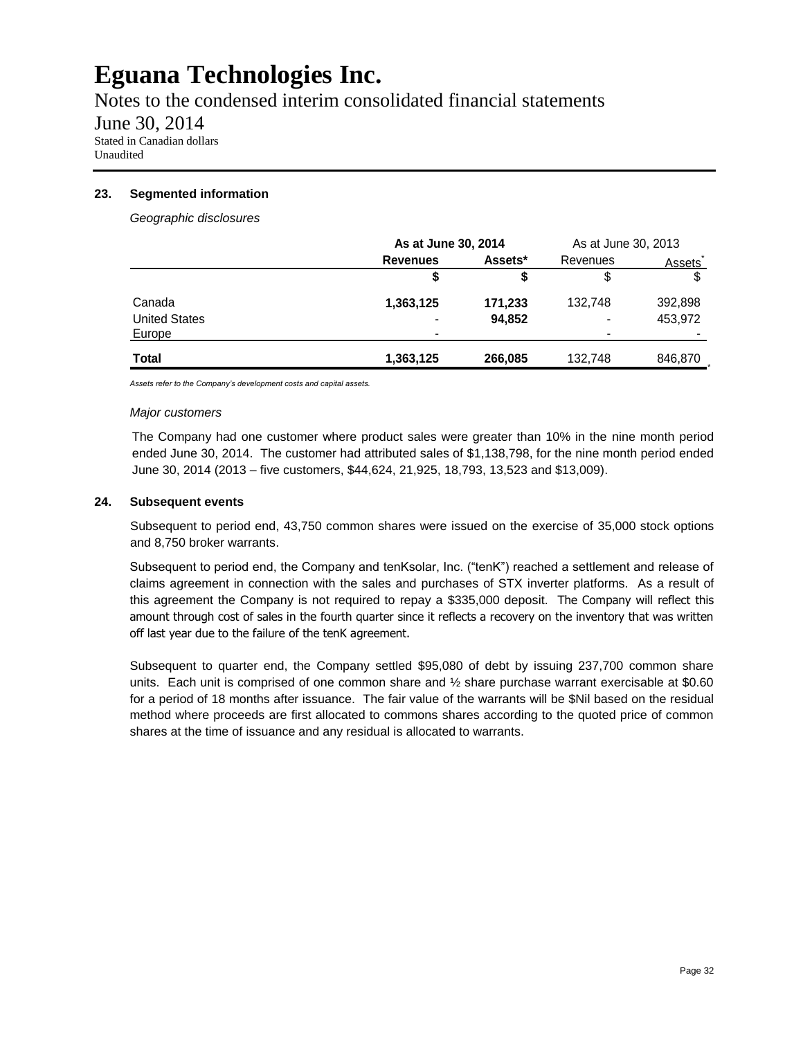# Eguana Technologies Inc.

Notes to the condensed interim consolidated financial statements

June 30, 2014

Stated in Canadian dollars

Unaudited

### 23. Segmented information

*Geographic disclosures*

| | As at June 30, 2014 | | As at June 30, 2013 | |
|---|---|---|---|---|
| | **Revenues** | **Assets*** | Revenues | Assets* |
| | **$** | **$** | $ | $ |
| Canada | **1,363,125** | **171,233** | 132,748 | 392,898 |
| United States | - | **94,852** | - | 453,972 |
| Europe | - | | - | - |
| **Total** | **1,363,125** | **266,085** | 132,748 | 846,870 |

*Assets refer to the Company's development costs and capital assets.*

*Major customers*

The Company had one customer where product sales were greater than 10% in the nine month period ended June 30, 2014. The customer had attributed sales of $1,138,798, for the nine month period ended June 30, 2014 (2013 – five customers, $44,624, 21,925, 18,793, 13,523 and $13,009).

### 24. Subsequent events

Subsequent to period end, 43,750 common shares were issued on the exercise of 35,000 stock options and 8,750 broker warrants.

Subsequent to period end, the Company and tenKsolar, Inc. ("tenK") reached a settlement and release of claims agreement in connection with the sales and purchases of STX inverter platforms. As a result of this agreement the Company is not required to repay a $335,000 deposit. The Company will reflect this amount through cost of sales in the fourth quarter since it reflects a recovery on the inventory that was written off last year due to the failure of the tenK agreement.

Subsequent to quarter end, the Company settled $95,080 of debt by issuing 237,700 common share units. Each unit is comprised of one common share and ½ share purchase warrant exercisable at $0.60 for a period of 18 months after issuance. The fair value of the warrants will be $Nil based on the residual method where proceeds are first allocated to commons shares according to the quoted price of common shares at the time of issuance and any residual is allocated to warrants.